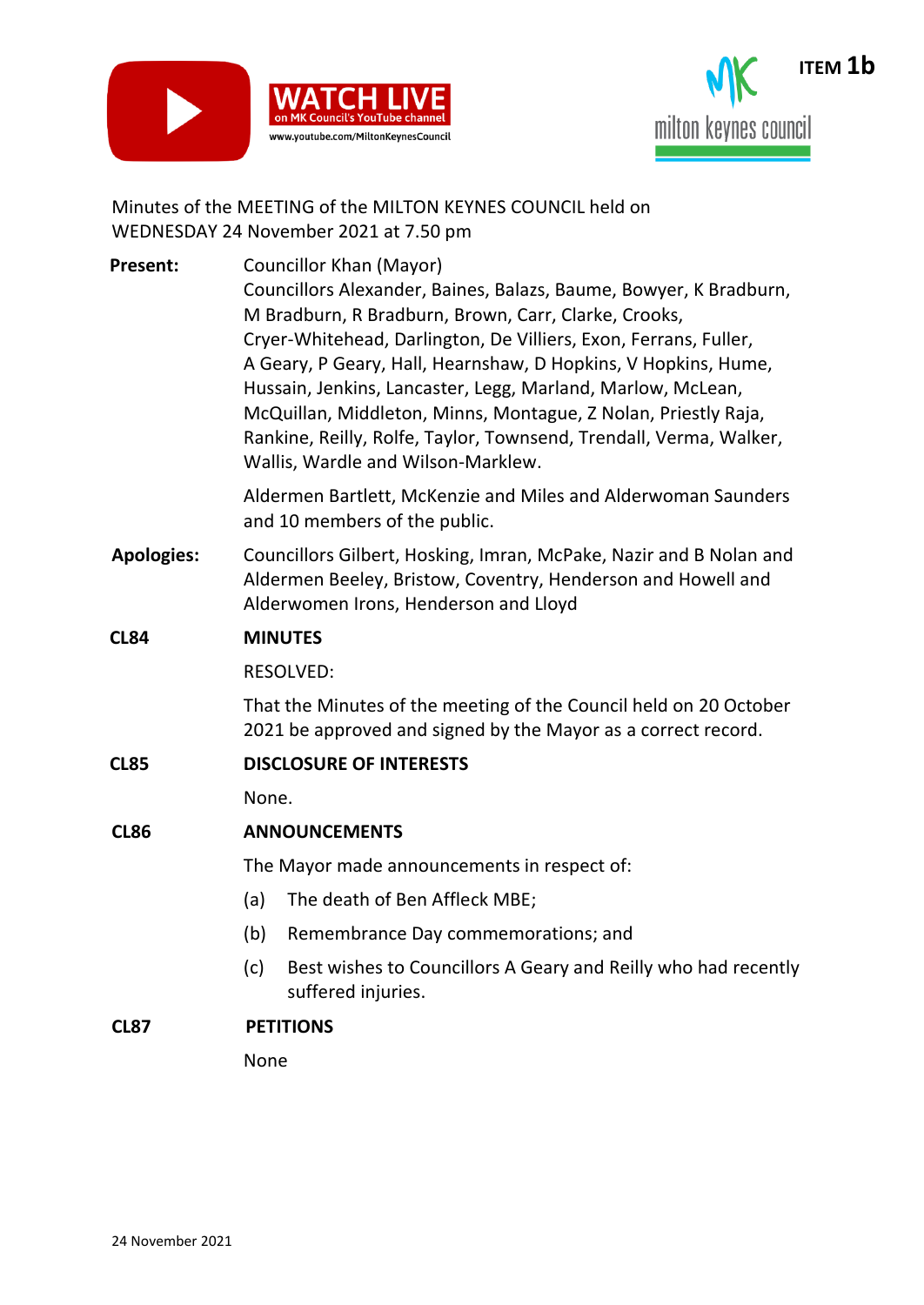ITEM **1b**

Minutes of the MEETING of the MILTON KEYNES COUNCIL held on WEDNESDAY 24 November 2021 at 7.50 pm

**Present:** Councillor Khan (Mayor)
Councillors Alexander, Baines, Balazs, Baume, Bowyer, K Bradburn, M Bradburn, R Bradburn, Brown, Carr, Clarke, Crooks, Cryer-Whitehead, Darlington, De Villiers, Exon, Ferrans, Fuller, A Geary, P Geary, Hall, Hearnshaw, D Hopkins, V Hopkins, Hume, Hussain, Jenkins, Lancaster, Legg, Marland, Marlow, McLean, McQuillan, Middleton, Minns, Montague, Z Nolan, Priestly Raja, Rankine, Reilly, Rolfe, Taylor, Townsend, Trendall, Verma, Walker, Wallis, Wardle and Wilson-Marklew.

Aldermen Bartlett, McKenzie and Miles and Alderwoman Saunders and 10 members of the public.

**Apologies:** Councillors Gilbert, Hosking, Imran, McPake, Nazir and B Nolan and Aldermen Beeley, Bristow, Coventry, Henderson and Howell and Alderwomen Irons, Henderson and Lloyd

**CL84 MINUTES**

RESOLVED:

That the Minutes of the meeting of the Council held on 20 October 2021 be approved and signed by the Mayor as a correct record.

**CL85 DISCLOSURE OF INTERESTS**

None.

**CL86 ANNOUNCEMENTS**

The Mayor made announcements in respect of:

(a) The death of Ben Affleck MBE;

(b) Remembrance Day commemorations; and

(c) Best wishes to Councillors A Geary and Reilly who had recently suffered injuries.

**CL87 PETITIONS**

None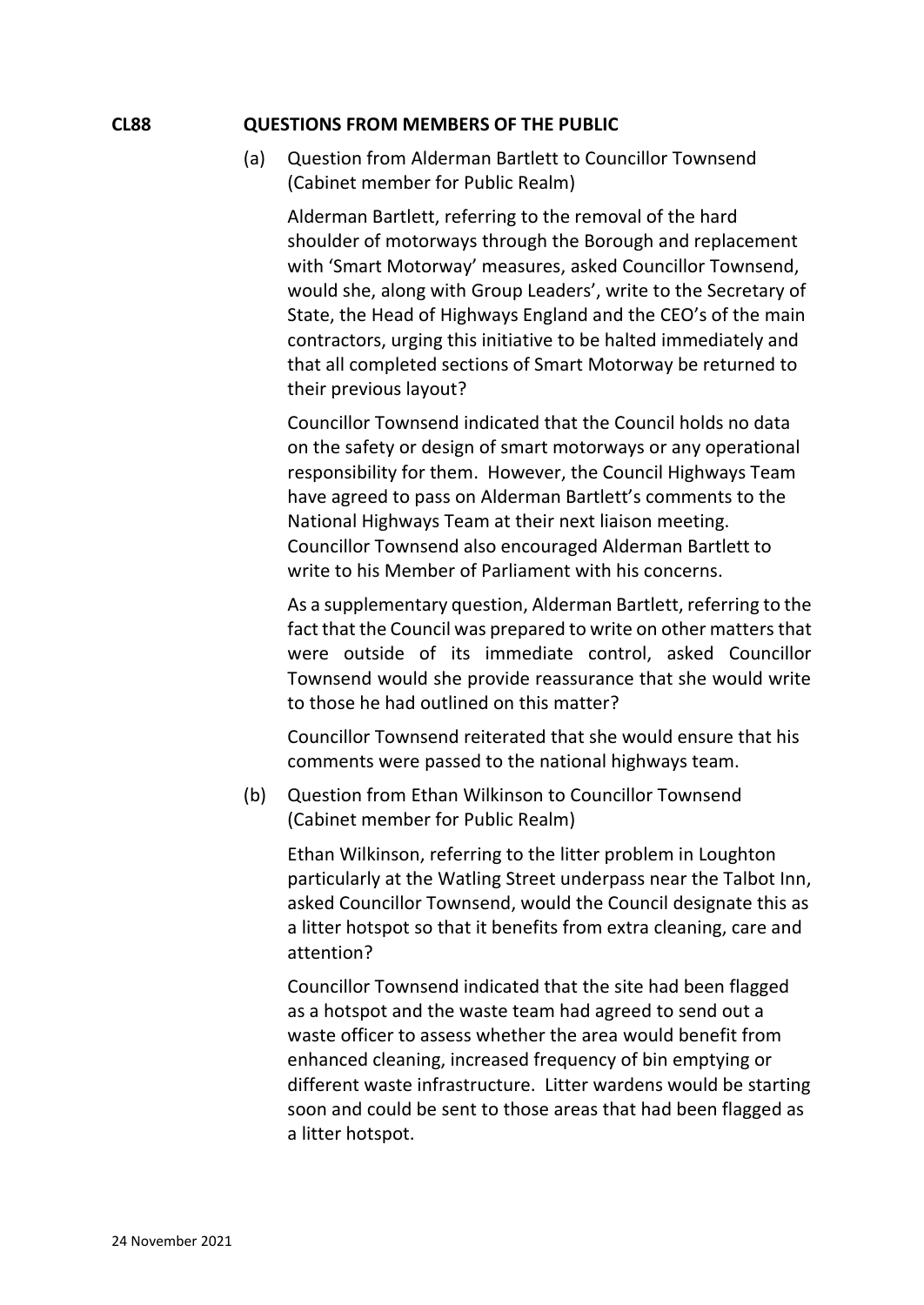**CL88 QUESTIONS FROM MEMBERS OF THE PUBLIC**

(a) Question from Alderman Bartlett to Councillor Townsend (Cabinet member for Public Realm)

Alderman Bartlett, referring to the removal of the hard shoulder of motorways through the Borough and replacement with 'Smart Motorway' measures, asked Councillor Townsend, would she, along with Group Leaders', write to the Secretary of State, the Head of Highways England and the CEO's of the main contractors, urging this initiative to be halted immediately and that all completed sections of Smart Motorway be returned to their previous layout?

Councillor Townsend indicated that the Council holds no data on the safety or design of smart motorways or any operational responsibility for them. However, the Council Highways Team have agreed to pass on Alderman Bartlett's comments to the National Highways Team at their next liaison meeting. Councillor Townsend also encouraged Alderman Bartlett to write to his Member of Parliament with his concerns.

As a supplementary question, Alderman Bartlett, referring to the fact that the Council was prepared to write on other matters that were outside of its immediate control, asked Councillor Townsend would she provide reassurance that she would write to those he had outlined on this matter?

Councillor Townsend reiterated that she would ensure that his comments were passed to the national highways team.

(b) Question from Ethan Wilkinson to Councillor Townsend (Cabinet member for Public Realm)

Ethan Wilkinson, referring to the litter problem in Loughton particularly at the Watling Street underpass near the Talbot Inn, asked Councillor Townsend, would the Council designate this as a litter hotspot so that it benefits from extra cleaning, care and attention?

Councillor Townsend indicated that the site had been flagged as a hotspot and the waste team had agreed to send out a waste officer to assess whether the area would benefit from enhanced cleaning, increased frequency of bin emptying or different waste infrastructure. Litter wardens would be starting soon and could be sent to those areas that had been flagged as a litter hotspot.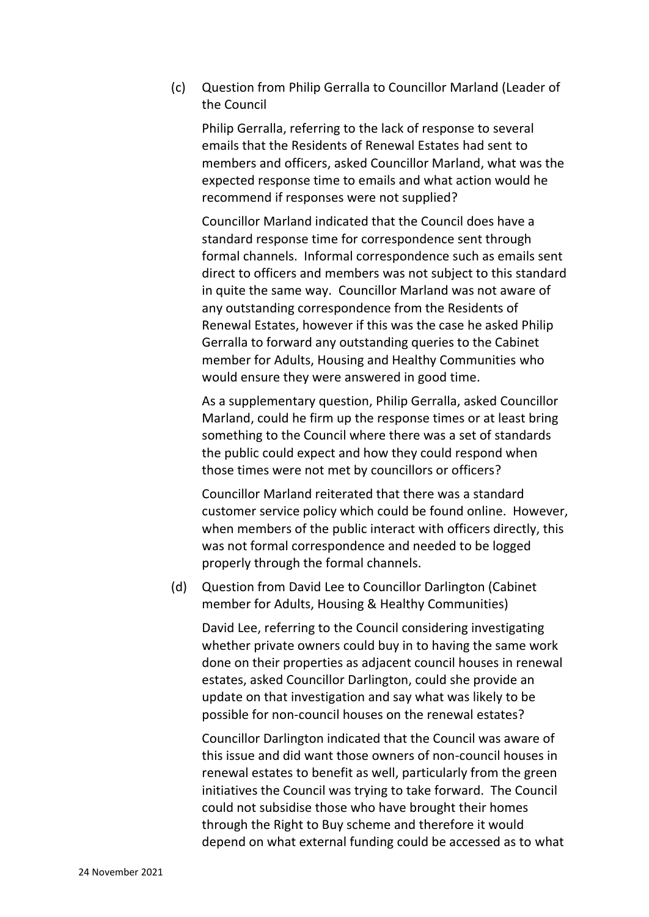(c) Question from Philip Gerralla to Councillor Marland (Leader of the Council

Philip Gerralla, referring to the lack of response to several emails that the Residents of Renewal Estates had sent to members and officers, asked Councillor Marland, what was the expected response time to emails and what action would he recommend if responses were not supplied?

Councillor Marland indicated that the Council does have a standard response time for correspondence sent through formal channels. Informal correspondence such as emails sent direct to officers and members was not subject to this standard in quite the same way. Councillor Marland was not aware of any outstanding correspondence from the Residents of Renewal Estates, however if this was the case he asked Philip Gerralla to forward any outstanding queries to the Cabinet member for Adults, Housing and Healthy Communities who would ensure they were answered in good time.

As a supplementary question, Philip Gerralla, asked Councillor Marland, could he firm up the response times or at least bring something to the Council where there was a set of standards the public could expect and how they could respond when those times were not met by councillors or officers?

Councillor Marland reiterated that there was a standard customer service policy which could be found online. However, when members of the public interact with officers directly, this was not formal correspondence and needed to be logged properly through the formal channels.

(d) Question from David Lee to Councillor Darlington (Cabinet member for Adults, Housing & Healthy Communities)

David Lee, referring to the Council considering investigating whether private owners could buy in to having the same work done on their properties as adjacent council houses in renewal estates, asked Councillor Darlington, could she provide an update on that investigation and say what was likely to be possible for non-council houses on the renewal estates?

Councillor Darlington indicated that the Council was aware of this issue and did want those owners of non-council houses in renewal estates to benefit as well, particularly from the green initiatives the Council was trying to take forward. The Council could not subsidise those who have brought their homes through the Right to Buy scheme and therefore it would depend on what external funding could be accessed as to what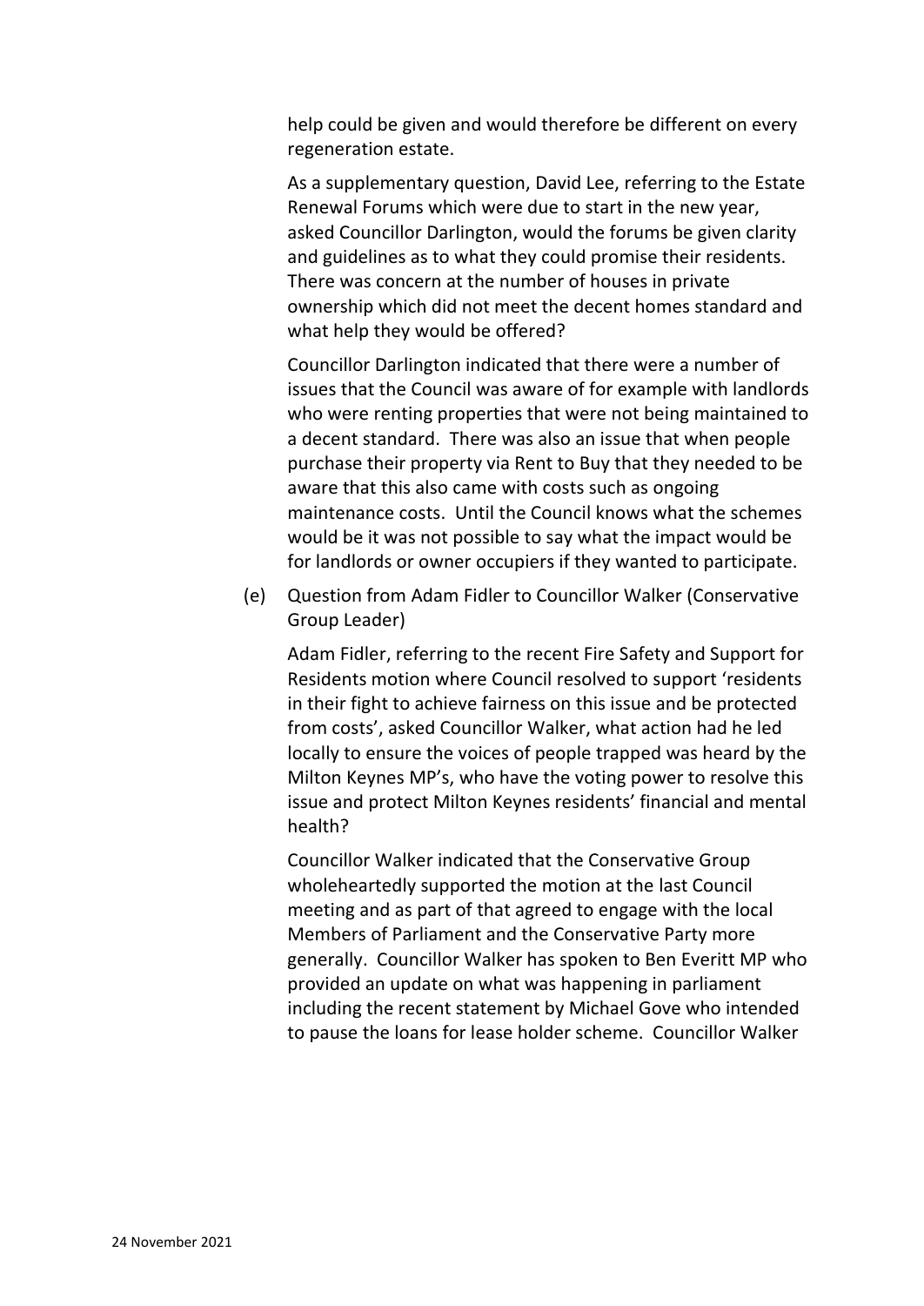help could be given and would therefore be different on every regeneration estate.

As a supplementary question, David Lee, referring to the Estate Renewal Forums which were due to start in the new year, asked Councillor Darlington, would the forums be given clarity and guidelines as to what they could promise their residents. There was concern at the number of houses in private ownership which did not meet the decent homes standard and what help they would be offered?

Councillor Darlington indicated that there were a number of issues that the Council was aware of for example with landlords who were renting properties that were not being maintained to a decent standard. There was also an issue that when people purchase their property via Rent to Buy that they needed to be aware that this also came with costs such as ongoing maintenance costs. Until the Council knows what the schemes would be it was not possible to say what the impact would be for landlords or owner occupiers if they wanted to participate.

(e) Question from Adam Fidler to Councillor Walker (Conservative Group Leader)

Adam Fidler, referring to the recent Fire Safety and Support for Residents motion where Council resolved to support 'residents in their fight to achieve fairness on this issue and be protected from costs', asked Councillor Walker, what action had he led locally to ensure the voices of people trapped was heard by the Milton Keynes MP's, who have the voting power to resolve this issue and protect Milton Keynes residents' financial and mental health?

Councillor Walker indicated that the Conservative Group wholeheartedly supported the motion at the last Council meeting and as part of that agreed to engage with the local Members of Parliament and the Conservative Party more generally. Councillor Walker has spoken to Ben Everitt MP who provided an update on what was happening in parliament including the recent statement by Michael Gove who intended to pause the loans for lease holder scheme. Councillor Walker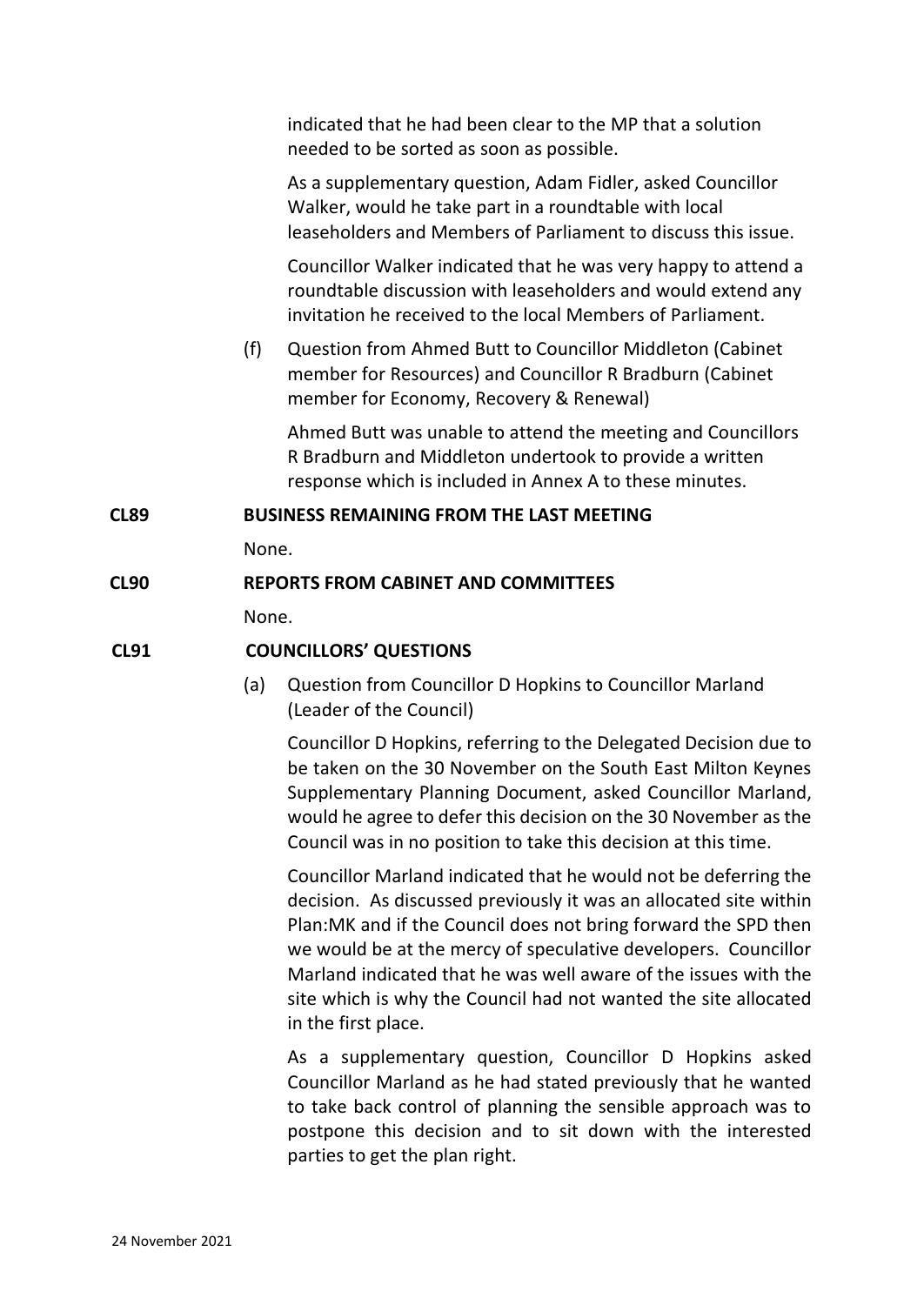indicated that he had been clear to the MP that a solution needed to be sorted as soon as possible.

As a supplementary question, Adam Fidler, asked Councillor Walker, would he take part in a roundtable with local leaseholders and Members of Parliament to discuss this issue.

Councillor Walker indicated that he was very happy to attend a roundtable discussion with leaseholders and would extend any invitation he received to the local Members of Parliament.

(f) Question from Ahmed Butt to Councillor Middleton (Cabinet member for Resources) and Councillor R Bradburn (Cabinet member for Economy, Recovery & Renewal)

Ahmed Butt was unable to attend the meeting and Councillors R Bradburn and Middleton undertook to provide a written response which is included in Annex A to these minutes.

## CL89 BUSINESS REMAINING FROM THE LAST MEETING

None.

## CL90 REPORTS FROM CABINET AND COMMITTEES

None.

## CL91 COUNCILLORS' QUESTIONS

(a) Question from Councillor D Hopkins to Councillor Marland (Leader of the Council)

Councillor D Hopkins, referring to the Delegated Decision due to be taken on the 30 November on the South East Milton Keynes Supplementary Planning Document, asked Councillor Marland, would he agree to defer this decision on the 30 November as the Council was in no position to take this decision at this time.

Councillor Marland indicated that he would not be deferring the decision. As discussed previously it was an allocated site within Plan:MK and if the Council does not bring forward the SPD then we would be at the mercy of speculative developers. Councillor Marland indicated that he was well aware of the issues with the site which is why the Council had not wanted the site allocated in the first place.

As a supplementary question, Councillor D Hopkins asked Councillor Marland as he had stated previously that he wanted to take back control of planning the sensible approach was to postpone this decision and to sit down with the interested parties to get the plan right.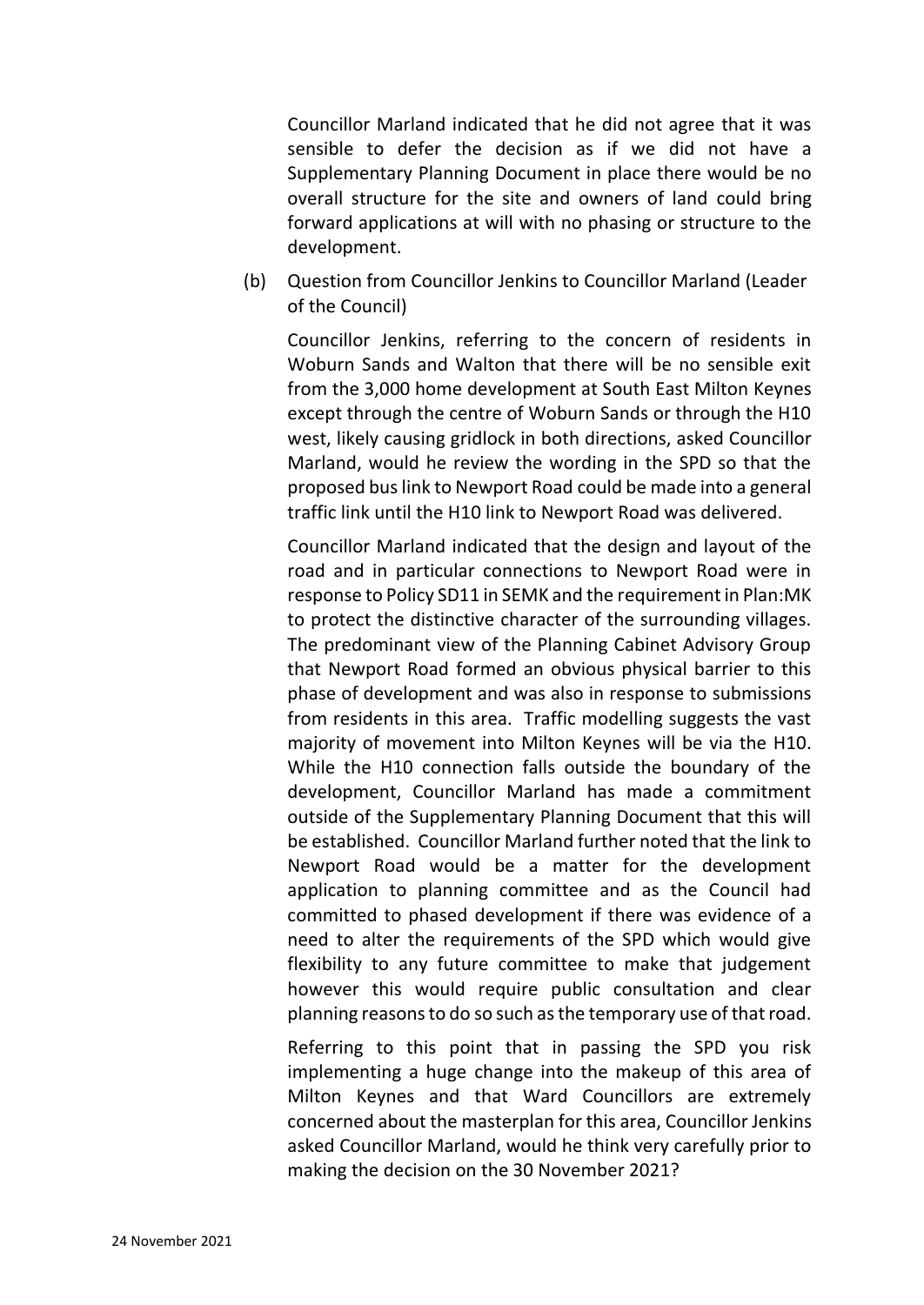Councillor Marland indicated that he did not agree that it was sensible to defer the decision as if we did not have a Supplementary Planning Document in place there would be no overall structure for the site and owners of land could bring forward applications at will with no phasing or structure to the development.

(b) Question from Councillor Jenkins to Councillor Marland (Leader of the Council)

Councillor Jenkins, referring to the concern of residents in Woburn Sands and Walton that there will be no sensible exit from the 3,000 home development at South East Milton Keynes except through the centre of Woburn Sands or through the H10 west, likely causing gridlock in both directions, asked Councillor Marland, would he review the wording in the SPD so that the proposed bus link to Newport Road could be made into a general traffic link until the H10 link to Newport Road was delivered.

Councillor Marland indicated that the design and layout of the road and in particular connections to Newport Road were in response to Policy SD11 in SEMK and the requirement in Plan:MK to protect the distinctive character of the surrounding villages. The predominant view of the Planning Cabinet Advisory Group that Newport Road formed an obvious physical barrier to this phase of development and was also in response to submissions from residents in this area. Traffic modelling suggests the vast majority of movement into Milton Keynes will be via the H10. While the H10 connection falls outside the boundary of the development, Councillor Marland has made a commitment outside of the Supplementary Planning Document that this will be established. Councillor Marland further noted that the link to Newport Road would be a matter for the development application to planning committee and as the Council had committed to phased development if there was evidence of a need to alter the requirements of the SPD which would give flexibility to any future committee to make that judgement however this would require public consultation and clear planning reasons to do so such as the temporary use of that road.

Referring to this point that in passing the SPD you risk implementing a huge change into the makeup of this area of Milton Keynes and that Ward Councillors are extremely concerned about the masterplan for this area, Councillor Jenkins asked Councillor Marland, would he think very carefully prior to making the decision on the 30 November 2021?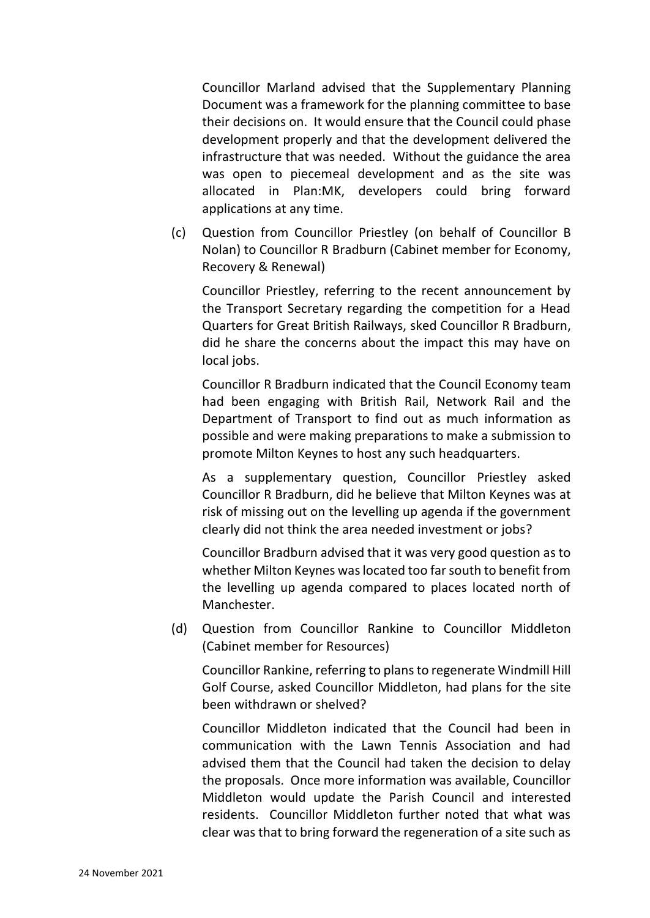Councillor Marland advised that the Supplementary Planning Document was a framework for the planning committee to base their decisions on. It would ensure that the Council could phase development properly and that the development delivered the infrastructure that was needed. Without the guidance the area was open to piecemeal development and as the site was allocated in Plan:MK, developers could bring forward applications at any time.

(c) Question from Councillor Priestley (on behalf of Councillor B Nolan) to Councillor R Bradburn (Cabinet member for Economy, Recovery & Renewal)

Councillor Priestley, referring to the recent announcement by the Transport Secretary regarding the competition for a Head Quarters for Great British Railways, sked Councillor R Bradburn, did he share the concerns about the impact this may have on local jobs.

Councillor R Bradburn indicated that the Council Economy team had been engaging with British Rail, Network Rail and the Department of Transport to find out as much information as possible and were making preparations to make a submission to promote Milton Keynes to host any such headquarters.

As a supplementary question, Councillor Priestley asked Councillor R Bradburn, did he believe that Milton Keynes was at risk of missing out on the levelling up agenda if the government clearly did not think the area needed investment or jobs?

Councillor Bradburn advised that it was very good question as to whether Milton Keynes was located too far south to benefit from the levelling up agenda compared to places located north of Manchester.

(d) Question from Councillor Rankine to Councillor Middleton (Cabinet member for Resources)

Councillor Rankine, referring to plans to regenerate Windmill Hill Golf Course, asked Councillor Middleton, had plans for the site been withdrawn or shelved?

Councillor Middleton indicated that the Council had been in communication with the Lawn Tennis Association and had advised them that the Council had taken the decision to delay the proposals. Once more information was available, Councillor Middleton would update the Parish Council and interested residents. Councillor Middleton further noted that what was clear was that to bring forward the regeneration of a site such as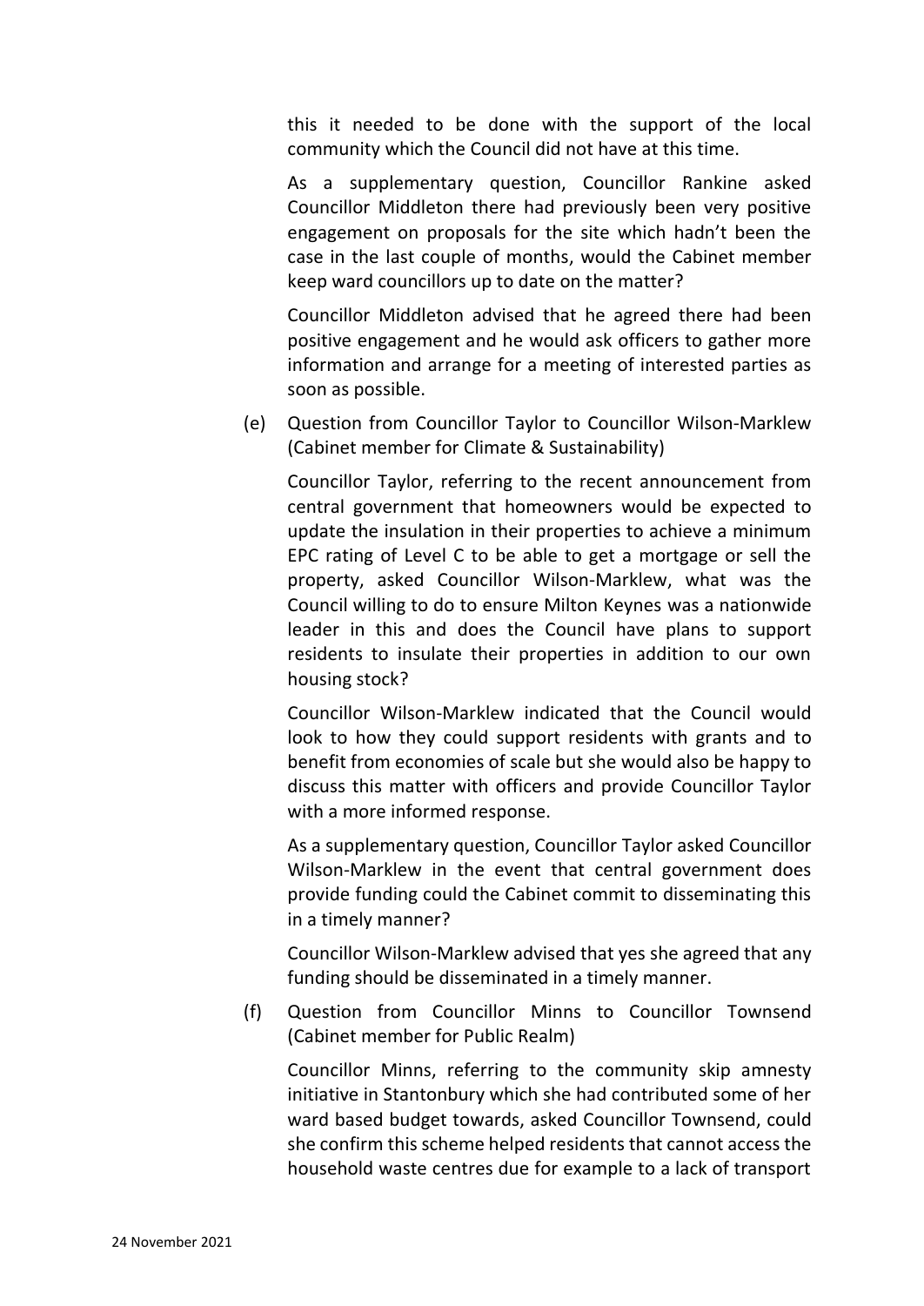this it needed to be done with the support of the local community which the Council did not have at this time.

As a supplementary question, Councillor Rankine asked Councillor Middleton there had previously been very positive engagement on proposals for the site which hadn't been the case in the last couple of months, would the Cabinet member keep ward councillors up to date on the matter?

Councillor Middleton advised that he agreed there had been positive engagement and he would ask officers to gather more information and arrange for a meeting of interested parties as soon as possible.

(e) Question from Councillor Taylor to Councillor Wilson-Marklew (Cabinet member for Climate & Sustainability)

Councillor Taylor, referring to the recent announcement from central government that homeowners would be expected to update the insulation in their properties to achieve a minimum EPC rating of Level C to be able to get a mortgage or sell the property, asked Councillor Wilson-Marklew, what was the Council willing to do to ensure Milton Keynes was a nationwide leader in this and does the Council have plans to support residents to insulate their properties in addition to our own housing stock?

Councillor Wilson-Marklew indicated that the Council would look to how they could support residents with grants and to benefit from economies of scale but she would also be happy to discuss this matter with officers and provide Councillor Taylor with a more informed response.

As a supplementary question, Councillor Taylor asked Councillor Wilson-Marklew in the event that central government does provide funding could the Cabinet commit to disseminating this in a timely manner?

Councillor Wilson-Marklew advised that yes she agreed that any funding should be disseminated in a timely manner.

(f) Question from Councillor Minns to Councillor Townsend (Cabinet member for Public Realm)

Councillor Minns, referring to the community skip amnesty initiative in Stantonbury which she had contributed some of her ward based budget towards, asked Councillor Townsend, could she confirm this scheme helped residents that cannot access the household waste centres due for example to a lack of transport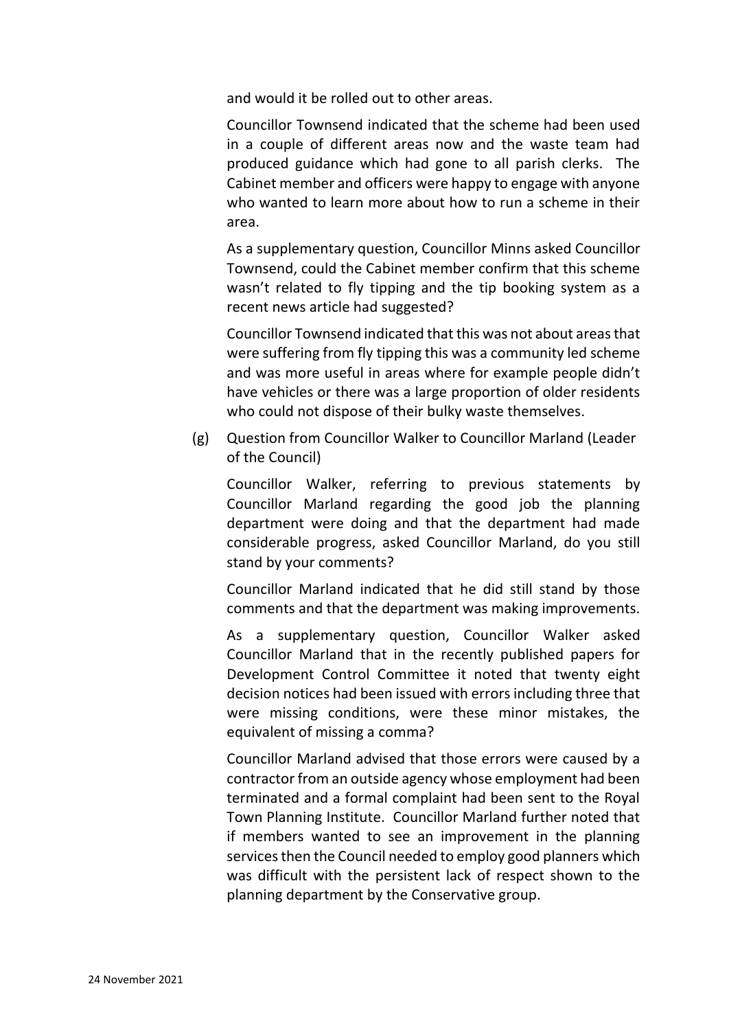and would it be rolled out to other areas.

Councillor Townsend indicated that the scheme had been used in a couple of different areas now and the waste team had produced guidance which had gone to all parish clerks. The Cabinet member and officers were happy to engage with anyone who wanted to learn more about how to run a scheme in their area.

As a supplementary question, Councillor Minns asked Councillor Townsend, could the Cabinet member confirm that this scheme wasn't related to fly tipping and the tip booking system as a recent news article had suggested?

Councillor Townsend indicated that this was not about areas that were suffering from fly tipping this was a community led scheme and was more useful in areas where for example people didn't have vehicles or there was a large proportion of older residents who could not dispose of their bulky waste themselves.

(g) Question from Councillor Walker to Councillor Marland (Leader of the Council)

Councillor Walker, referring to previous statements by Councillor Marland regarding the good job the planning department were doing and that the department had made considerable progress, asked Councillor Marland, do you still stand by your comments?

Councillor Marland indicated that he did still stand by those comments and that the department was making improvements.

As a supplementary question, Councillor Walker asked Councillor Marland that in the recently published papers for Development Control Committee it noted that twenty eight decision notices had been issued with errors including three that were missing conditions, were these minor mistakes, the equivalent of missing a comma?

Councillor Marland advised that those errors were caused by a contractor from an outside agency whose employment had been terminated and a formal complaint had been sent to the Royal Town Planning Institute. Councillor Marland further noted that if members wanted to see an improvement in the planning services then the Council needed to employ good planners which was difficult with the persistent lack of respect shown to the planning department by the Conservative group.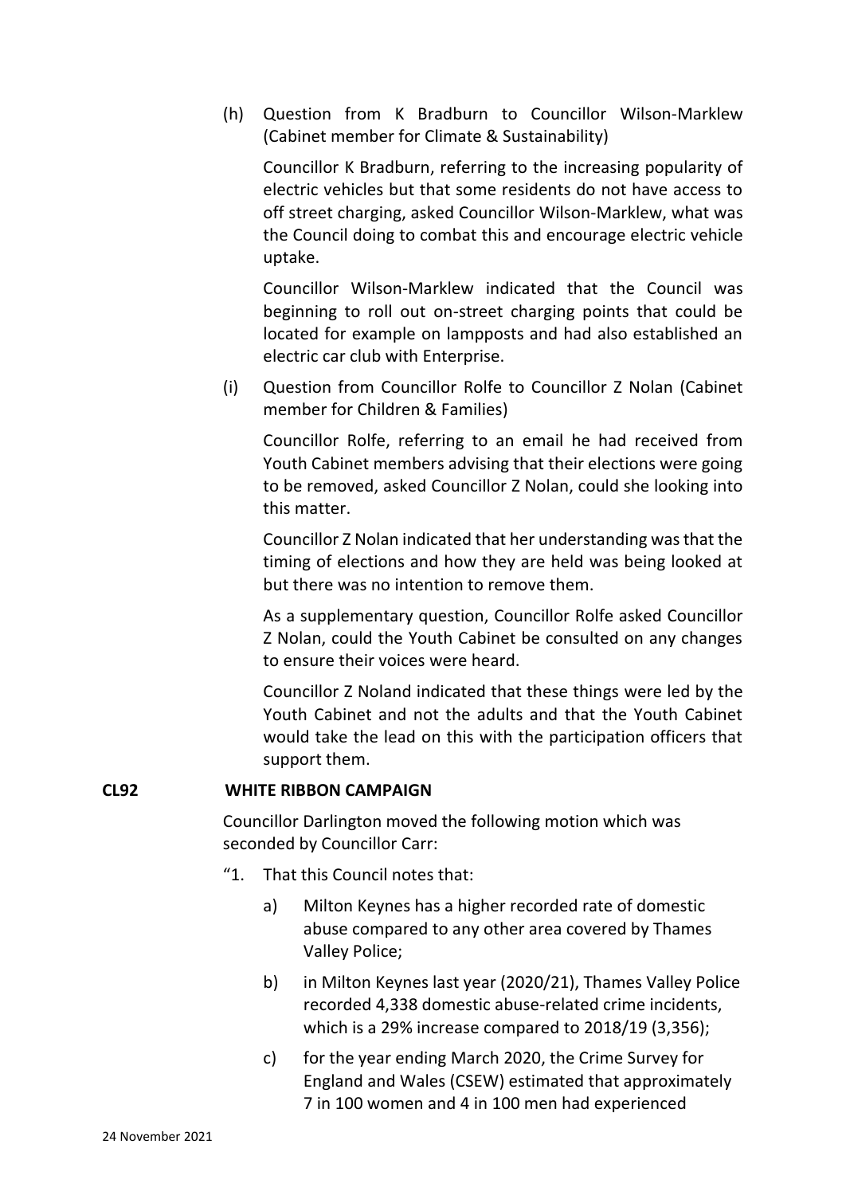(h) Question from K Bradburn to Councillor Wilson-Marklew (Cabinet member for Climate & Sustainability)

Councillor K Bradburn, referring to the increasing popularity of electric vehicles but that some residents do not have access to off street charging, asked Councillor Wilson-Marklew, what was the Council doing to combat this and encourage electric vehicle uptake.

Councillor Wilson-Marklew indicated that the Council was beginning to roll out on-street charging points that could be located for example on lampposts and had also established an electric car club with Enterprise.

(i) Question from Councillor Rolfe to Councillor Z Nolan (Cabinet member for Children & Families)

Councillor Rolfe, referring to an email he had received from Youth Cabinet members advising that their elections were going to be removed, asked Councillor Z Nolan, could she looking into this matter.

Councillor Z Nolan indicated that her understanding was that the timing of elections and how they are held was being looked at but there was no intention to remove them.

As a supplementary question, Councillor Rolfe asked Councillor Z Nolan, could the Youth Cabinet be consulted on any changes to ensure their voices were heard.

Councillor Z Noland indicated that these things were led by the Youth Cabinet and not the adults and that the Youth Cabinet would take the lead on this with the participation officers that support them.

**CL92 WHITE RIBBON CAMPAIGN**

Councillor Darlington moved the following motion which was seconded by Councillor Carr:

"1. That this Council notes that:

a) Milton Keynes has a higher recorded rate of domestic abuse compared to any other area covered by Thames Valley Police;

b) in Milton Keynes last year (2020/21), Thames Valley Police recorded 4,338 domestic abuse-related crime incidents, which is a 29% increase compared to 2018/19 (3,356);

c) for the year ending March 2020, the Crime Survey for England and Wales (CSEW) estimated that approximately 7 in 100 women and 4 in 100 men had experienced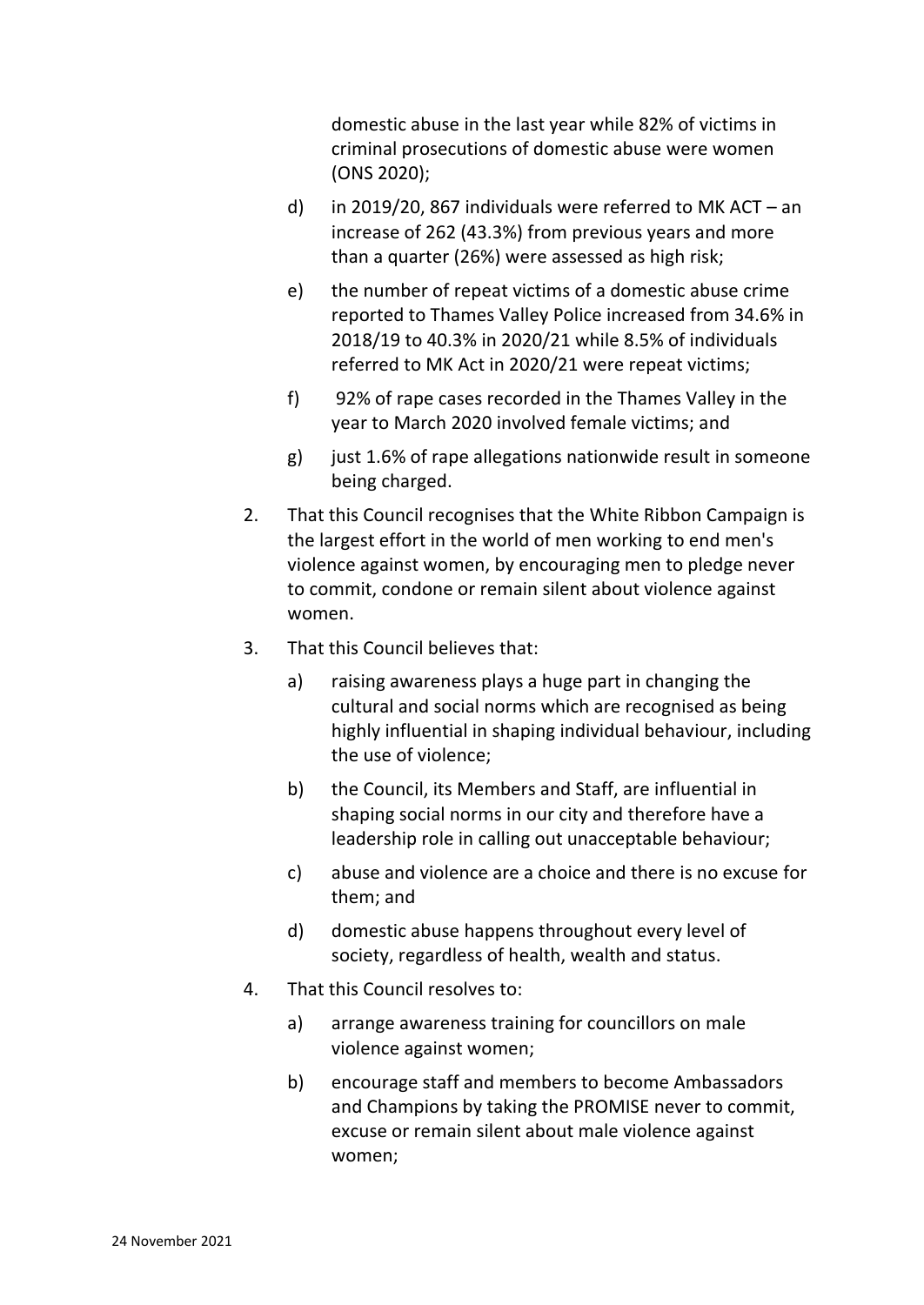domestic abuse in the last year while 82% of victims in criminal prosecutions of domestic abuse were women (ONS 2020);

d) in 2019/20, 867 individuals were referred to MK ACT – an increase of 262 (43.3%) from previous years and more than a quarter (26%) were assessed as high risk;

e) the number of repeat victims of a domestic abuse crime reported to Thames Valley Police increased from 34.6% in 2018/19 to 40.3% in 2020/21 while 8.5% of individuals referred to MK Act in 2020/21 were repeat victims;

f) 92% of rape cases recorded in the Thames Valley in the year to March 2020 involved female victims; and

g) just 1.6% of rape allegations nationwide result in someone being charged.

2. That this Council recognises that the White Ribbon Campaign is the largest effort in the world of men working to end men's violence against women, by encouraging men to pledge never to commit, condone or remain silent about violence against women.

3. That this Council believes that:

   a) raising awareness plays a huge part in changing the cultural and social norms which are recognised as being highly influential in shaping individual behaviour, including the use of violence;

   b) the Council, its Members and Staff, are influential in shaping social norms in our city and therefore have a leadership role in calling out unacceptable behaviour;

   c) abuse and violence are a choice and there is no excuse for them; and

   d) domestic abuse happens throughout every level of society, regardless of health, wealth and status.

4. That this Council resolves to:

   a) arrange awareness training for councillors on male violence against women;

   b) encourage staff and members to become Ambassadors and Champions by taking the PROMISE never to commit, excuse or remain silent about male violence against women;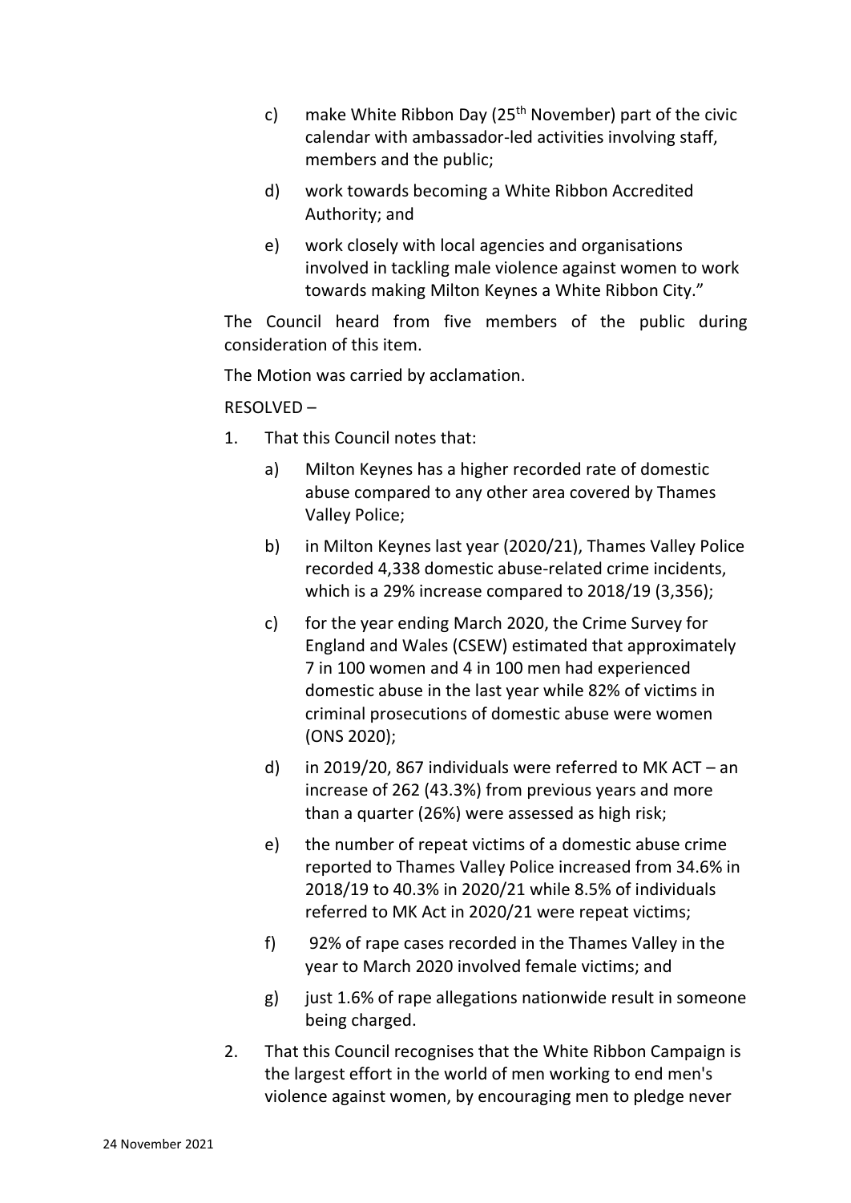c) make White Ribbon Day (25th November) part of the civic calendar with ambassador-led activities involving staff, members and the public;

d) work towards becoming a White Ribbon Accredited Authority; and

e) work closely with local agencies and organisations involved in tackling male violence against women to work towards making Milton Keynes a White Ribbon City."

The Council heard from five members of the public during consideration of this item.

The Motion was carried by acclamation.

RESOLVED –

1. That this Council notes that:

   a) Milton Keynes has a higher recorded rate of domestic abuse compared to any other area covered by Thames Valley Police;

   b) in Milton Keynes last year (2020/21), Thames Valley Police recorded 4,338 domestic abuse-related crime incidents, which is a 29% increase compared to 2018/19 (3,356);

   c) for the year ending March 2020, the Crime Survey for England and Wales (CSEW) estimated that approximately 7 in 100 women and 4 in 100 men had experienced domestic abuse in the last year while 82% of victims in criminal prosecutions of domestic abuse were women (ONS 2020);

   d) in 2019/20, 867 individuals were referred to MK ACT – an increase of 262 (43.3%) from previous years and more than a quarter (26%) were assessed as high risk;

   e) the number of repeat victims of a domestic abuse crime reported to Thames Valley Police increased from 34.6% in 2018/19 to 40.3% in 2020/21 while 8.5% of individuals referred to MK Act in 2020/21 were repeat victims;

   f) 92% of rape cases recorded in the Thames Valley in the year to March 2020 involved female victims; and

   g) just 1.6% of rape allegations nationwide result in someone being charged.

2. That this Council recognises that the White Ribbon Campaign is the largest effort in the world of men working to end men's violence against women, by encouraging men to pledge never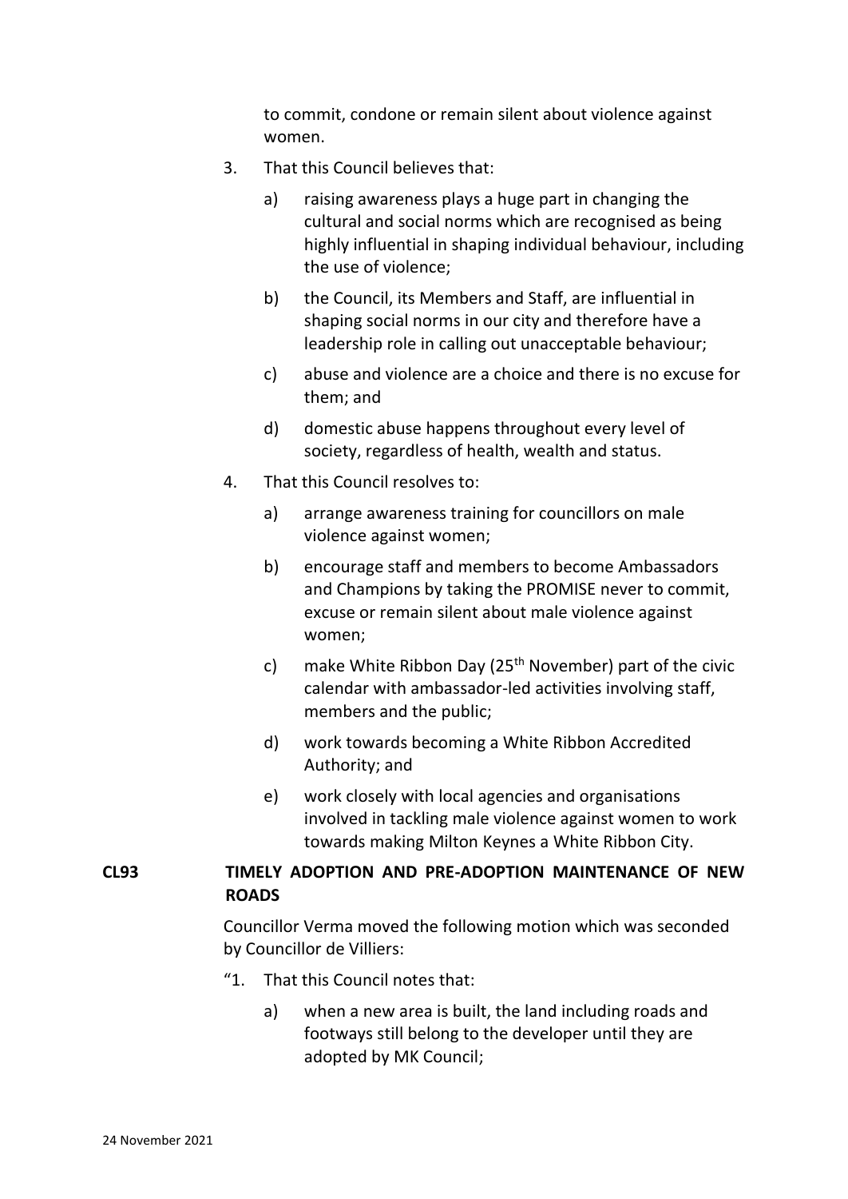to commit, condone or remain silent about violence against women.

3. That this Council believes that:

   a) raising awareness plays a huge part in changing the cultural and social norms which are recognised as being highly influential in shaping individual behaviour, including the use of violence;

   b) the Council, its Members and Staff, are influential in shaping social norms in our city and therefore have a leadership role in calling out unacceptable behaviour;

   c) abuse and violence are a choice and there is no excuse for them; and

   d) domestic abuse happens throughout every level of society, regardless of health, wealth and status.

4. That this Council resolves to:

   a) arrange awareness training for councillors on male violence against women;

   b) encourage staff and members to become Ambassadors and Champions by taking the PROMISE never to commit, excuse or remain silent about male violence against women;

   c) make White Ribbon Day (25th November) part of the civic calendar with ambassador-led activities involving staff, members and the public;

   d) work towards becoming a White Ribbon Accredited Authority; and

   e) work closely with local agencies and organisations involved in tackling male violence against women to work towards making Milton Keynes a White Ribbon City.

**CL93 TIMELY ADOPTION AND PRE-ADOPTION MAINTENANCE OF NEW ROADS**

Councillor Verma moved the following motion which was seconded by Councillor de Villiers:

"1. That this Council notes that:

   a) when a new area is built, the land including roads and footways still belong to the developer until they are adopted by MK Council;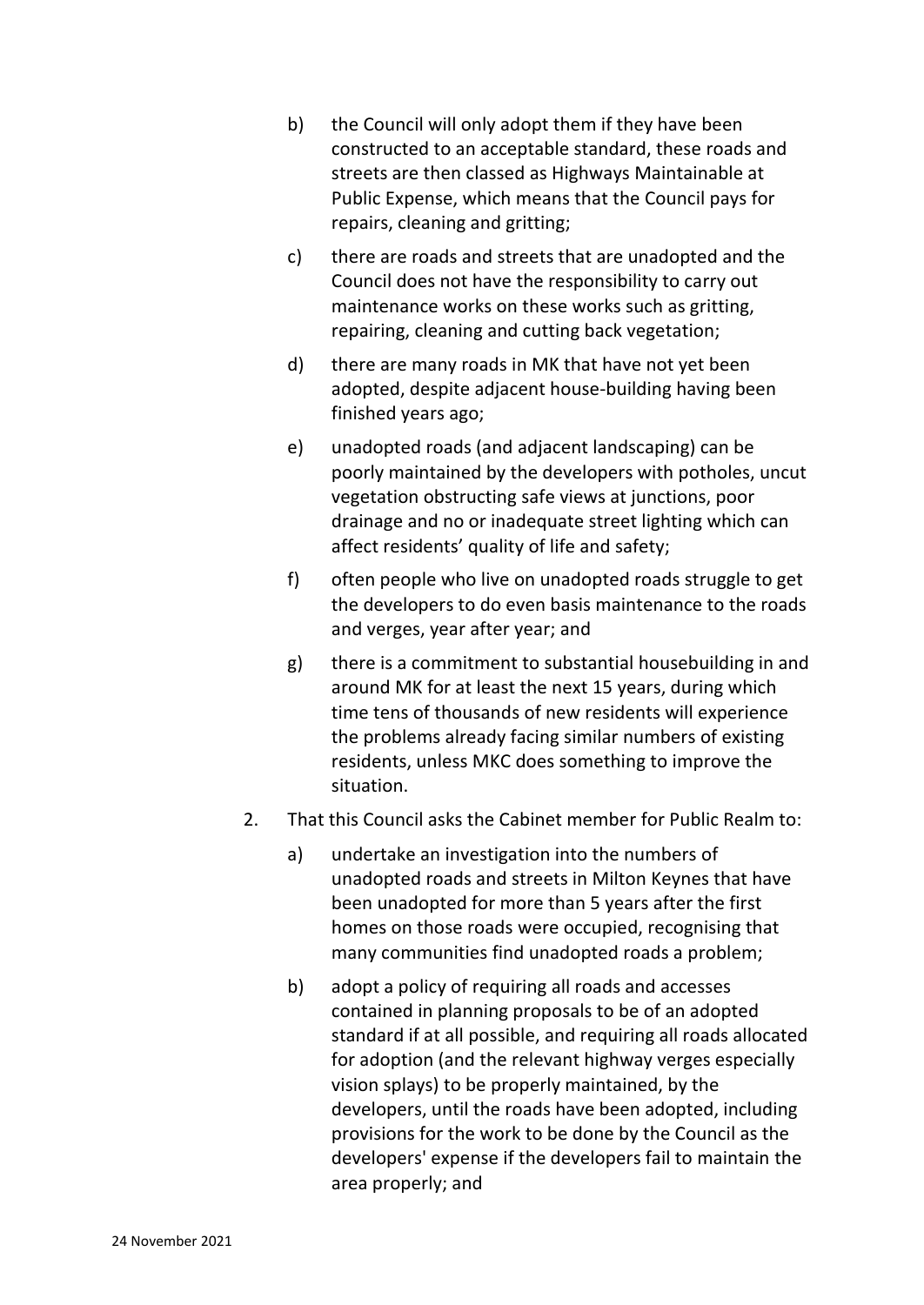b) the Council will only adopt them if they have been constructed to an acceptable standard, these roads and streets are then classed as Highways Maintainable at Public Expense, which means that the Council pays for repairs, cleaning and gritting;

c) there are roads and streets that are unadopted and the Council does not have the responsibility to carry out maintenance works on these works such as gritting, repairing, cleaning and cutting back vegetation;

d) there are many roads in MK that have not yet been adopted, despite adjacent house-building having been finished years ago;

e) unadopted roads (and adjacent landscaping) can be poorly maintained by the developers with potholes, uncut vegetation obstructing safe views at junctions, poor drainage and no or inadequate street lighting which can affect residents' quality of life and safety;

f) often people who live on unadopted roads struggle to get the developers to do even basis maintenance to the roads and verges, year after year; and

g) there is a commitment to substantial housebuilding in and around MK for at least the next 15 years, during which time tens of thousands of new residents will experience the problems already facing similar numbers of existing residents, unless MKC does something to improve the situation.

2. That this Council asks the Cabinet member for Public Realm to:

   a) undertake an investigation into the numbers of unadopted roads and streets in Milton Keynes that have been unadopted for more than 5 years after the first homes on those roads were occupied, recognising that many communities find unadopted roads a problem;

   b) adopt a policy of requiring all roads and accesses contained in planning proposals to be of an adopted standard if at all possible, and requiring all roads allocated for adoption (and the relevant highway verges especially vision splays) to be properly maintained, by the developers, until the roads have been adopted, including provisions for the work to be done by the Council as the developers' expense if the developers fail to maintain the area properly; and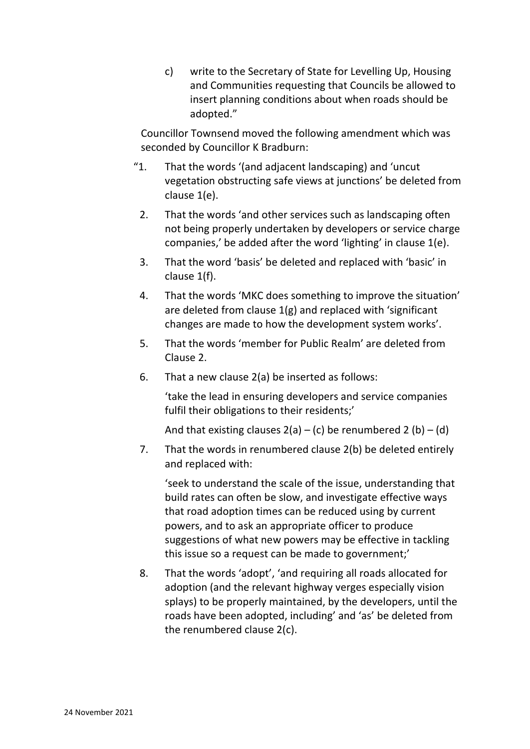c) write to the Secretary of State for Levelling Up, Housing and Communities requesting that Councils be allowed to insert planning conditions about when roads should be adopted."

Councillor Townsend moved the following amendment which was seconded by Councillor K Bradburn:

"1. That the words '(and adjacent landscaping) and 'uncut vegetation obstructing safe views at junctions' be deleted from clause 1(e).

2. That the words 'and other services such as landscaping often not being properly undertaken by developers or service charge companies,' be added after the word 'lighting' in clause 1(e).

3. That the word 'basis' be deleted and replaced with 'basic' in clause 1(f).

4. That the words 'MKC does something to improve the situation' are deleted from clause 1(g) and replaced with 'significant changes are made to how the development system works'.

5. That the words 'member for Public Realm' are deleted from Clause 2.

6. That a new clause 2(a) be inserted as follows:

   'take the lead in ensuring developers and service companies fulfil their obligations to their residents;'

   And that existing clauses 2(a) – (c) be renumbered 2 (b) – (d)

7. That the words in renumbered clause 2(b) be deleted entirely and replaced with:

   'seek to understand the scale of the issue, understanding that build rates can often be slow, and investigate effective ways that road adoption times can be reduced using by current powers, and to ask an appropriate officer to produce suggestions of what new powers may be effective in tackling this issue so a request can be made to government;'

8. That the words 'adopt', 'and requiring all roads allocated for adoption (and the relevant highway verges especially vision splays) to be properly maintained, by the developers, until the roads have been adopted, including' and 'as' be deleted from the renumbered clause 2(c).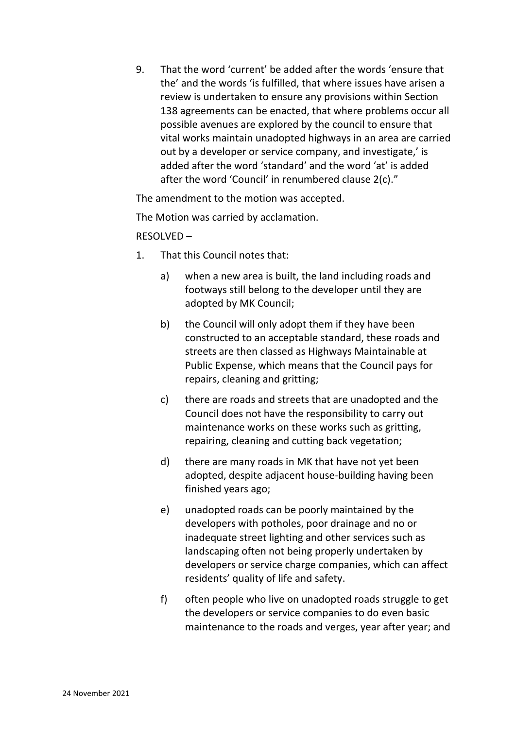9. That the word 'current' be added after the words 'ensure that the' and the words 'is fulfilled, that where issues have arisen a review is undertaken to ensure any provisions within Section 138 agreements can be enacted, that where problems occur all possible avenues are explored by the council to ensure that vital works maintain unadopted highways in an area are carried out by a developer or service company, and investigate,' is added after the word 'standard' and the word 'at' is added after the word 'Council' in renumbered clause 2(c)."

The amendment to the motion was accepted.

The Motion was carried by acclamation.

RESOLVED –

1. That this Council notes that:

   a) when a new area is built, the land including roads and footways still belong to the developer until they are adopted by MK Council;

   b) the Council will only adopt them if they have been constructed to an acceptable standard, these roads and streets are then classed as Highways Maintainable at Public Expense, which means that the Council pays for repairs, cleaning and gritting;

   c) there are roads and streets that are unadopted and the Council does not have the responsibility to carry out maintenance works on these works such as gritting, repairing, cleaning and cutting back vegetation;

   d) there are many roads in MK that have not yet been adopted, despite adjacent house-building having been finished years ago;

   e) unadopted roads can be poorly maintained by the developers with potholes, poor drainage and no or inadequate street lighting and other services such as landscaping often not being properly undertaken by developers or service charge companies, which can affect residents' quality of life and safety.

   f) often people who live on unadopted roads struggle to get the developers or service companies to do even basic maintenance to the roads and verges, year after year; and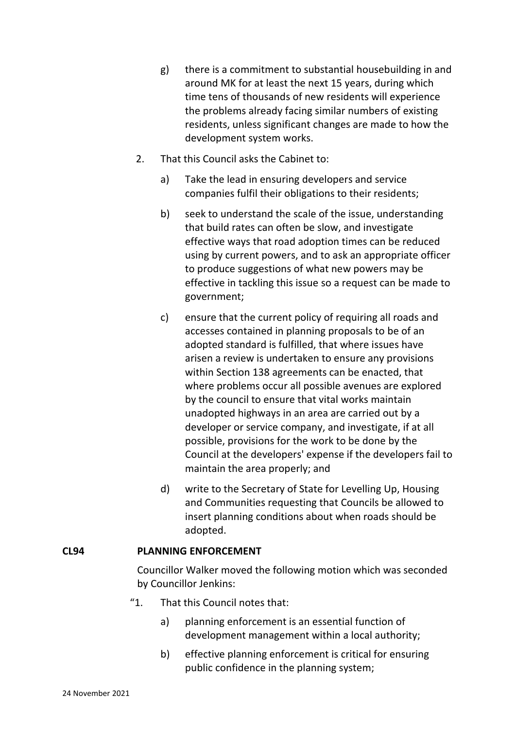g) there is a commitment to substantial housebuilding in and around MK for at least the next 15 years, during which time tens of thousands of new residents will experience the problems already facing similar numbers of existing residents, unless significant changes are made to how the development system works.

2. That this Council asks the Cabinet to:

   a) Take the lead in ensuring developers and service companies fulfil their obligations to their residents;

   b) seek to understand the scale of the issue, understanding that build rates can often be slow, and investigate effective ways that road adoption times can be reduced using by current powers, and to ask an appropriate officer to produce suggestions of what new powers may be effective in tackling this issue so a request can be made to government;

   c) ensure that the current policy of requiring all roads and accesses contained in planning proposals to be of an adopted standard is fulfilled, that where issues have arisen a review is undertaken to ensure any provisions within Section 138 agreements can be enacted, that where problems occur all possible avenues are explored by the council to ensure that vital works maintain unadopted highways in an area are carried out by a developer or service company, and investigate, if at all possible, provisions for the work to be done by the Council at the developers' expense if the developers fail to maintain the area properly; and

   d) write to the Secretary of State for Levelling Up, Housing and Communities requesting that Councils be allowed to insert planning conditions about when roads should be adopted.

**CL94 PLANNING ENFORCEMENT**

Councillor Walker moved the following motion which was seconded by Councillor Jenkins:

"1. That this Council notes that:

   a) planning enforcement is an essential function of development management within a local authority;

   b) effective planning enforcement is critical for ensuring public confidence in the planning system;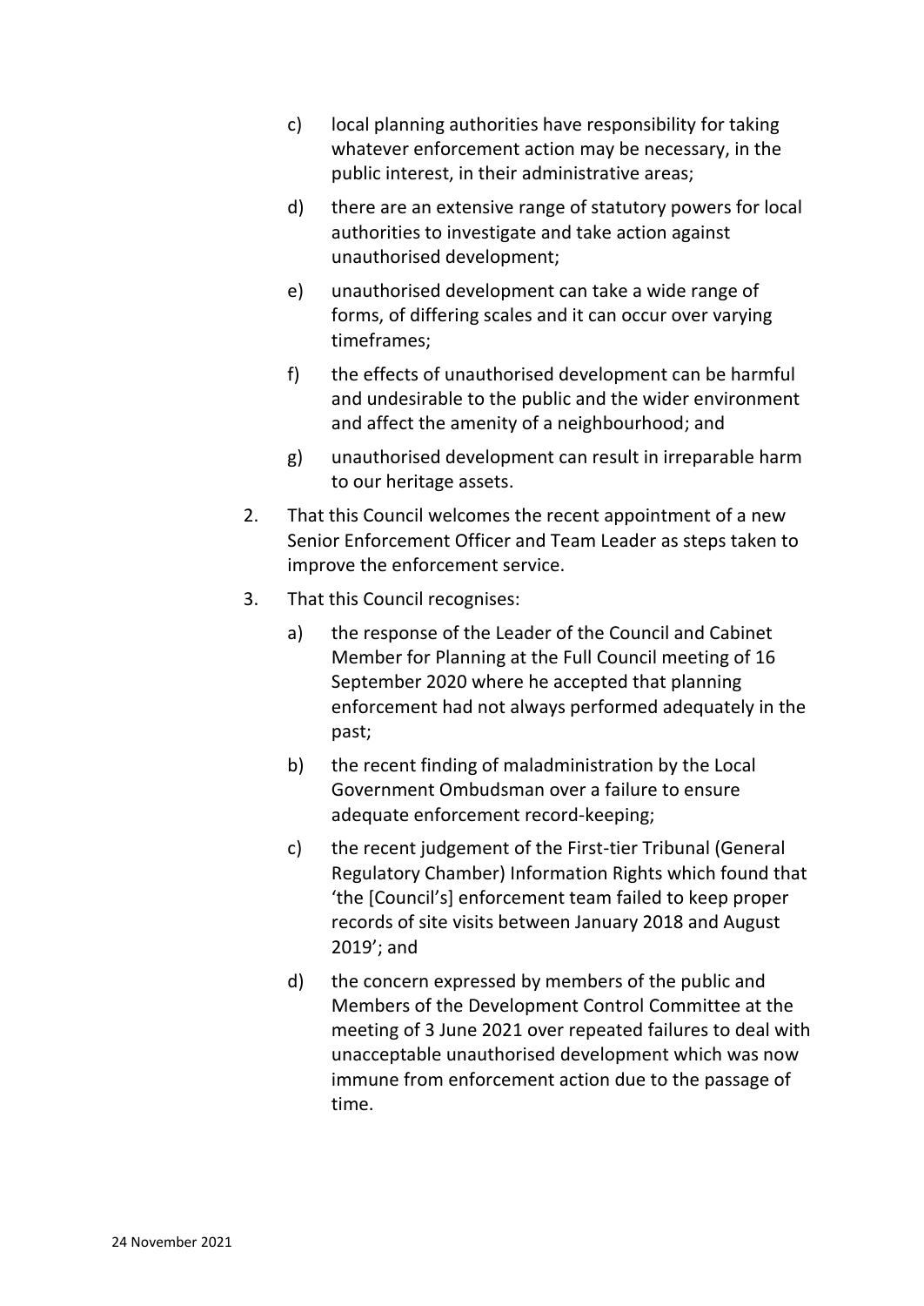c) local planning authorities have responsibility for taking whatever enforcement action may be necessary, in the public interest, in their administrative areas;

d) there are an extensive range of statutory powers for local authorities to investigate and take action against unauthorised development;

e) unauthorised development can take a wide range of forms, of differing scales and it can occur over varying timeframes;

f) the effects of unauthorised development can be harmful and undesirable to the public and the wider environment and affect the amenity of a neighbourhood; and

g) unauthorised development can result in irreparable harm to our heritage assets.

2. That this Council welcomes the recent appointment of a new Senior Enforcement Officer and Team Leader as steps taken to improve the enforcement service.

3. That this Council recognises:

   a) the response of the Leader of the Council and Cabinet Member for Planning at the Full Council meeting of 16 September 2020 where he accepted that planning enforcement had not always performed adequately in the past;

   b) the recent finding of maladministration by the Local Government Ombudsman over a failure to ensure adequate enforcement record-keeping;

   c) the recent judgement of the First-tier Tribunal (General Regulatory Chamber) Information Rights which found that 'the [Council's] enforcement team failed to keep proper records of site visits between January 2018 and August 2019'; and

   d) the concern expressed by members of the public and Members of the Development Control Committee at the meeting of 3 June 2021 over repeated failures to deal with unacceptable unauthorised development which was now immune from enforcement action due to the passage of time.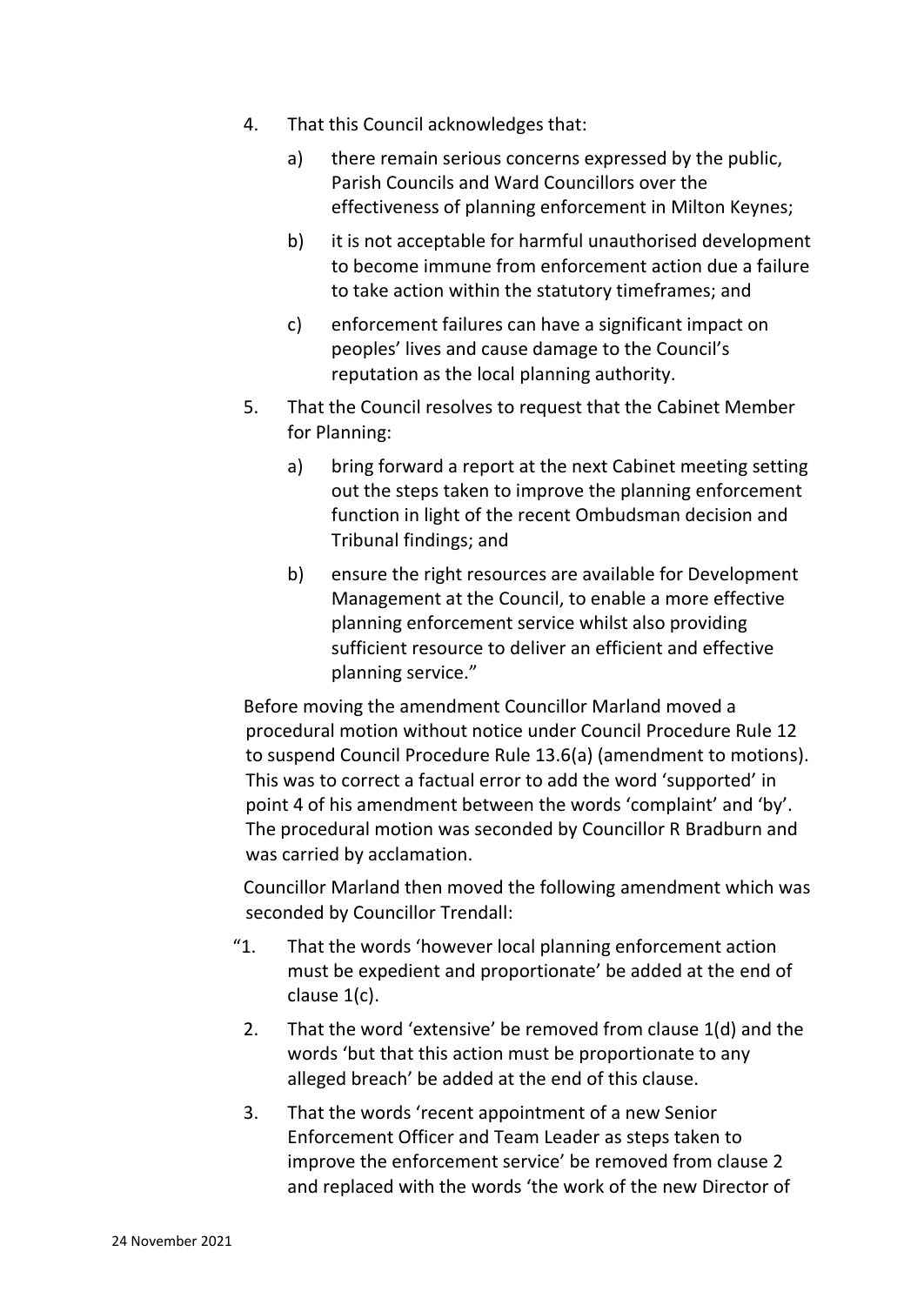4. That this Council acknowledges that:

   a) there remain serious concerns expressed by the public, Parish Councils and Ward Councillors over the effectiveness of planning enforcement in Milton Keynes;

   b) it is not acceptable for harmful unauthorised development to become immune from enforcement action due a failure to take action within the statutory timeframes; and

   c) enforcement failures can have a significant impact on peoples' lives and cause damage to the Council's reputation as the local planning authority.

5. That the Council resolves to request that the Cabinet Member for Planning:

   a) bring forward a report at the next Cabinet meeting setting out the steps taken to improve the planning enforcement function in light of the recent Ombudsman decision and Tribunal findings; and

   b) ensure the right resources are available for Development Management at the Council, to enable a more effective planning enforcement service whilst also providing sufficient resource to deliver an efficient and effective planning service."

Before moving the amendment Councillor Marland moved a procedural motion without notice under Council Procedure Rule 12 to suspend Council Procedure Rule 13.6(a) (amendment to motions). This was to correct a factual error to add the word 'supported' in point 4 of his amendment between the words 'complaint' and 'by'. The procedural motion was seconded by Councillor R Bradburn and was carried by acclamation.

Councillor Marland then moved the following amendment which was seconded by Councillor Trendall:

"1. That the words 'however local planning enforcement action must be expedient and proportionate' be added at the end of clause 1(c).

2. That the word 'extensive' be removed from clause 1(d) and the words 'but that this action must be proportionate to any alleged breach' be added at the end of this clause.

3. That the words 'recent appointment of a new Senior Enforcement Officer and Team Leader as steps taken to improve the enforcement service' be removed from clause 2 and replaced with the words 'the work of the new Director of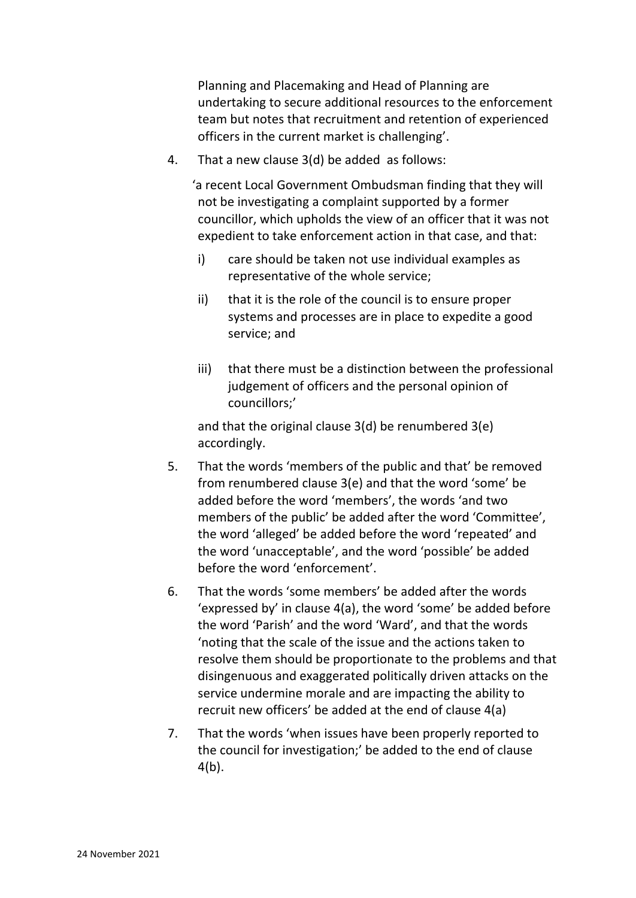Planning and Placemaking and Head of Planning are undertaking to secure additional resources to the enforcement team but notes that recruitment and retention of experienced officers in the current market is challenging'.

4. That a new clause 3(d) be added as follows:

   'a recent Local Government Ombudsman finding that they will not be investigating a complaint supported by a former councillor, which upholds the view of an officer that it was not expedient to take enforcement action in that case, and that:

   i) care should be taken not use individual examples as representative of the whole service;

   ii) that it is the role of the council is to ensure proper systems and processes are in place to expedite a good service; and

   iii) that there must be a distinction between the professional judgement of officers and the personal opinion of councillors;'

   and that the original clause 3(d) be renumbered 3(e) accordingly.

5. That the words 'members of the public and that' be removed from renumbered clause 3(e) and that the word 'some' be added before the word 'members', the words 'and two members of the public' be added after the word 'Committee', the word 'alleged' be added before the word 'repeated' and the word 'unacceptable', and the word 'possible' be added before the word 'enforcement'.

6. That the words 'some members' be added after the words 'expressed by' in clause 4(a), the word 'some' be added before the word 'Parish' and the word 'Ward', and that the words 'noting that the scale of the issue and the actions taken to resolve them should be proportionate to the problems and that disingenuous and exaggerated politically driven attacks on the service undermine morale and are impacting the ability to recruit new officers' be added at the end of clause 4(a)

7. That the words 'when issues have been properly reported to the council for investigation;' be added to the end of clause 4(b).

24 November 2021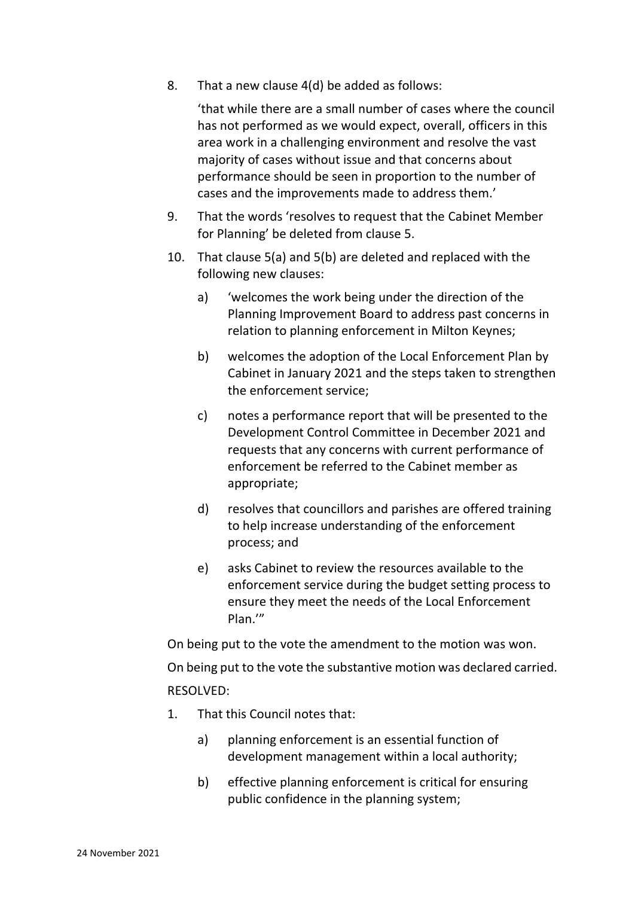8. That a new clause 4(d) be added as follows:

   'that while there are a small number of cases where the council has not performed as we would expect, overall, officers in this area work in a challenging environment and resolve the vast majority of cases without issue and that concerns about performance should be seen in proportion to the number of cases and the improvements made to address them.'

9. That the words 'resolves to request that the Cabinet Member for Planning' be deleted from clause 5.

10. That clause 5(a) and 5(b) are deleted and replaced with the following new clauses:

    a) 'welcomes the work being under the direction of the Planning Improvement Board to address past concerns in relation to planning enforcement in Milton Keynes;

    b) welcomes the adoption of the Local Enforcement Plan by Cabinet in January 2021 and the steps taken to strengthen the enforcement service;

    c) notes a performance report that will be presented to the Development Control Committee in December 2021 and requests that any concerns with current performance of enforcement be referred to the Cabinet member as appropriate;

    d) resolves that councillors and parishes are offered training to help increase understanding of the enforcement process; and

    e) asks Cabinet to review the resources available to the enforcement service during the budget setting process to ensure they meet the needs of the Local Enforcement Plan.'"

On being put to the vote the amendment to the motion was won.

On being put to the vote the substantive motion was declared carried.

RESOLVED:

1. That this Council notes that:

   a) planning enforcement is an essential function of development management within a local authority;

   b) effective planning enforcement is critical for ensuring public confidence in the planning system;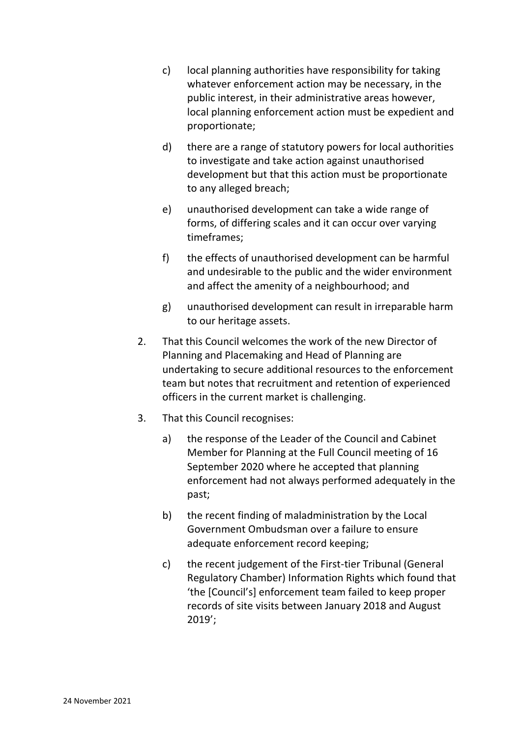c) local planning authorities have responsibility for taking whatever enforcement action may be necessary, in the public interest, in their administrative areas however, local planning enforcement action must be expedient and proportionate;

d) there are a range of statutory powers for local authorities to investigate and take action against unauthorised development but that this action must be proportionate to any alleged breach;

e) unauthorised development can take a wide range of forms, of differing scales and it can occur over varying timeframes;

f) the effects of unauthorised development can be harmful and undesirable to the public and the wider environment and affect the amenity of a neighbourhood; and

g) unauthorised development can result in irreparable harm to our heritage assets.

2. That this Council welcomes the work of the new Director of Planning and Placemaking and Head of Planning are undertaking to secure additional resources to the enforcement team but notes that recruitment and retention of experienced officers in the current market is challenging.

3. That this Council recognises:

   a) the response of the Leader of the Council and Cabinet Member for Planning at the Full Council meeting of 16 September 2020 where he accepted that planning enforcement had not always performed adequately in the past;

   b) the recent finding of maladministration by the Local Government Ombudsman over a failure to ensure adequate enforcement record keeping;

   c) the recent judgement of the First-tier Tribunal (General Regulatory Chamber) Information Rights which found that 'the [Council's] enforcement team failed to keep proper records of site visits between January 2018 and August 2019';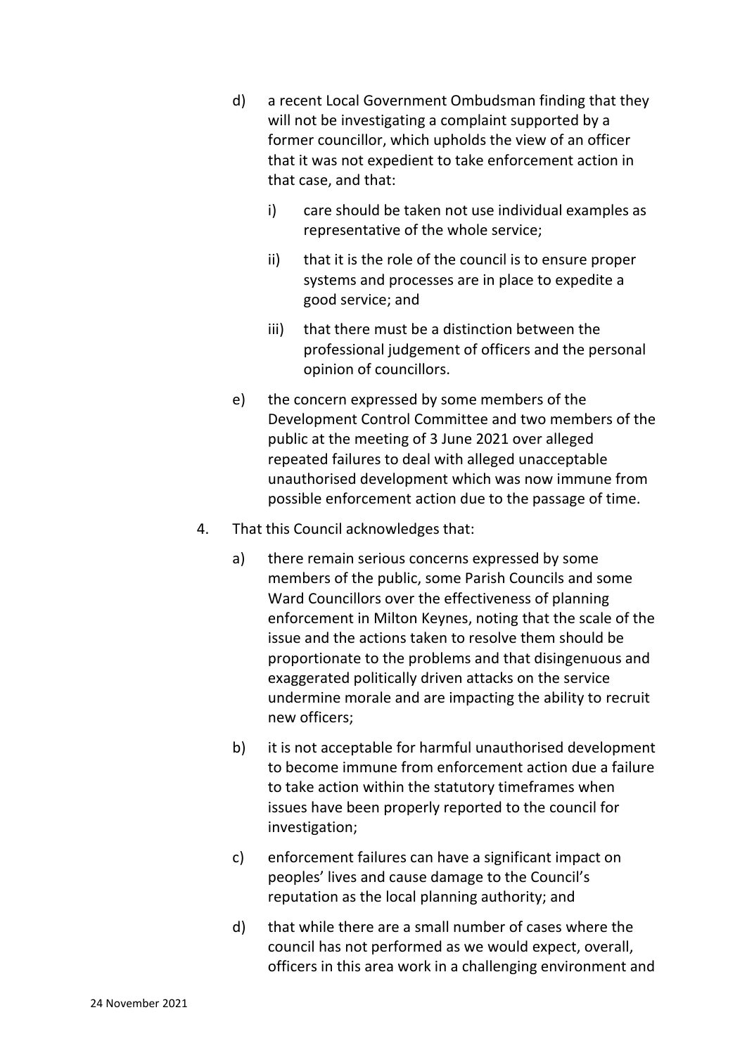d) a recent Local Government Ombudsman finding that they will not be investigating a complaint supported by a former councillor, which upholds the view of an officer that it was not expedient to take enforcement action in that case, and that:

    i) care should be taken not use individual examples as representative of the whole service;

    ii) that it is the role of the council is to ensure proper systems and processes are in place to expedite a good service; and

    iii) that there must be a distinction between the professional judgement of officers and the personal opinion of councillors.

e) the concern expressed by some members of the Development Control Committee and two members of the public at the meeting of 3 June 2021 over alleged repeated failures to deal with alleged unacceptable unauthorised development which was now immune from possible enforcement action due to the passage of time.

4. That this Council acknowledges that:

    a) there remain serious concerns expressed by some members of the public, some Parish Councils and some Ward Councillors over the effectiveness of planning enforcement in Milton Keynes, noting that the scale of the issue and the actions taken to resolve them should be proportionate to the problems and that disingenuous and exaggerated politically driven attacks on the service undermine morale and are impacting the ability to recruit new officers;

    b) it is not acceptable for harmful unauthorised development to become immune from enforcement action due a failure to take action within the statutory timeframes when issues have been properly reported to the council for investigation;

    c) enforcement failures can have a significant impact on peoples' lives and cause damage to the Council's reputation as the local planning authority; and

    d) that while there are a small number of cases where the council has not performed as we would expect, overall, officers in this area work in a challenging environment and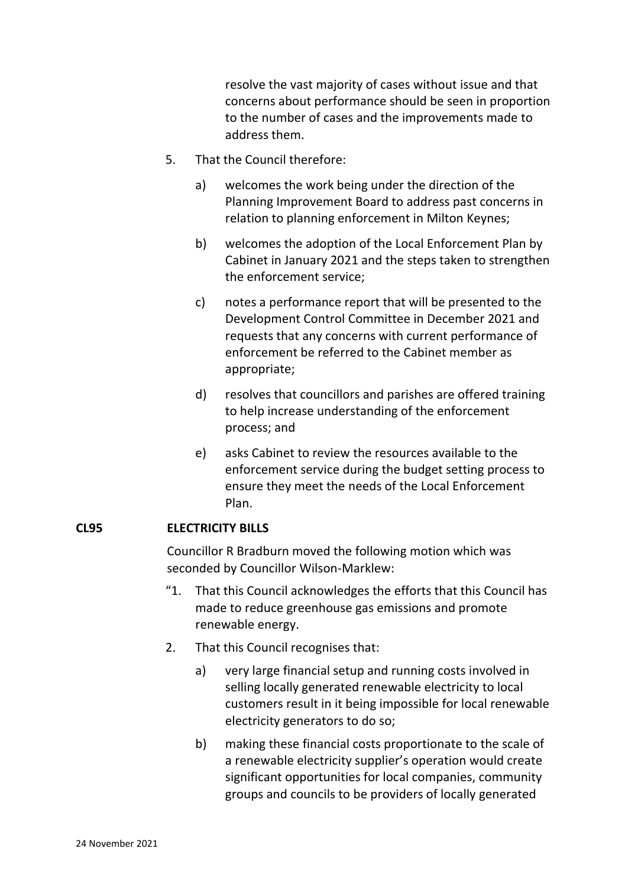resolve the vast majority of cases without issue and that concerns about performance should be seen in proportion to the number of cases and the improvements made to address them.

5. That the Council therefore:

   a) welcomes the work being under the direction of the Planning Improvement Board to address past concerns in relation to planning enforcement in Milton Keynes;

   b) welcomes the adoption of the Local Enforcement Plan by Cabinet in January 2021 and the steps taken to strengthen the enforcement service;

   c) notes a performance report that will be presented to the Development Control Committee in December 2021 and requests that any concerns with current performance of enforcement be referred to the Cabinet member as appropriate;

   d) resolves that councillors and parishes are offered training to help increase understanding of the enforcement process; and

   e) asks Cabinet to review the resources available to the enforcement service during the budget setting process to ensure they meet the needs of the Local Enforcement Plan.

**CL95 ELECTRICITY BILLS**

Councillor R Bradburn moved the following motion which was seconded by Councillor Wilson-Marklew:

"1. That this Council acknowledges the efforts that this Council has made to reduce greenhouse gas emissions and promote renewable energy.

2. That this Council recognises that:

   a) very large financial setup and running costs involved in selling locally generated renewable electricity to local customers result in it being impossible for local renewable electricity generators to do so;

   b) making these financial costs proportionate to the scale of a renewable electricity supplier's operation would create significant opportunities for local companies, community groups and councils to be providers of locally generated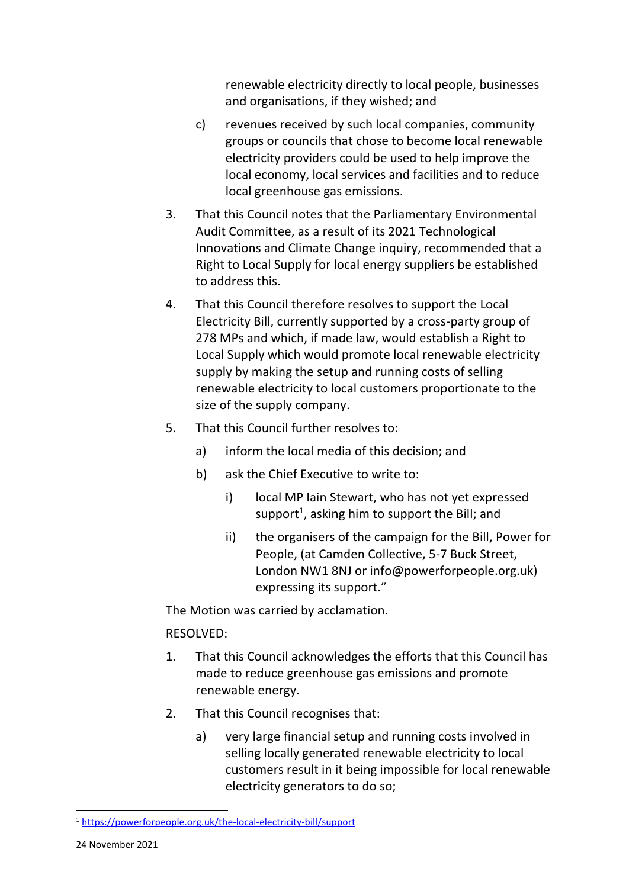renewable electricity directly to local people, businesses and organisations, if they wished; and

c) revenues received by such local companies, community groups or councils that chose to become local renewable electricity providers could be used to help improve the local economy, local services and facilities and to reduce local greenhouse gas emissions.

3. That this Council notes that the Parliamentary Environmental Audit Committee, as a result of its 2021 Technological Innovations and Climate Change inquiry, recommended that a Right to Local Supply for local energy suppliers be established to address this.

4. That this Council therefore resolves to support the Local Electricity Bill, currently supported by a cross-party group of 278 MPs and which, if made law, would establish a Right to Local Supply which would promote local renewable electricity supply by making the setup and running costs of selling renewable electricity to local customers proportionate to the size of the supply company.

5. That this Council further resolves to:

   a) inform the local media of this decision; and

   b) ask the Chief Executive to write to:

      i) local MP Iain Stewart, who has not yet expressed support[1], asking him to support the Bill; and

      ii) the organisers of the campaign for the Bill, Power for People, (at Camden Collective, 5-7 Buck Street, London NW1 8NJ or info@powerforpeople.org.uk) expressing its support."

The Motion was carried by acclamation.

RESOLVED:

1. That this Council acknowledges the efforts that this Council has made to reduce greenhouse gas emissions and promote renewable energy.

2. That this Council recognises that:

   a) very large financial setup and running costs involved in selling locally generated renewable electricity to local customers result in it being impossible for local renewable electricity generators to do so;

[1] https://powerforpeople.org.uk/the-local-electricity-bill/support

24 November 2021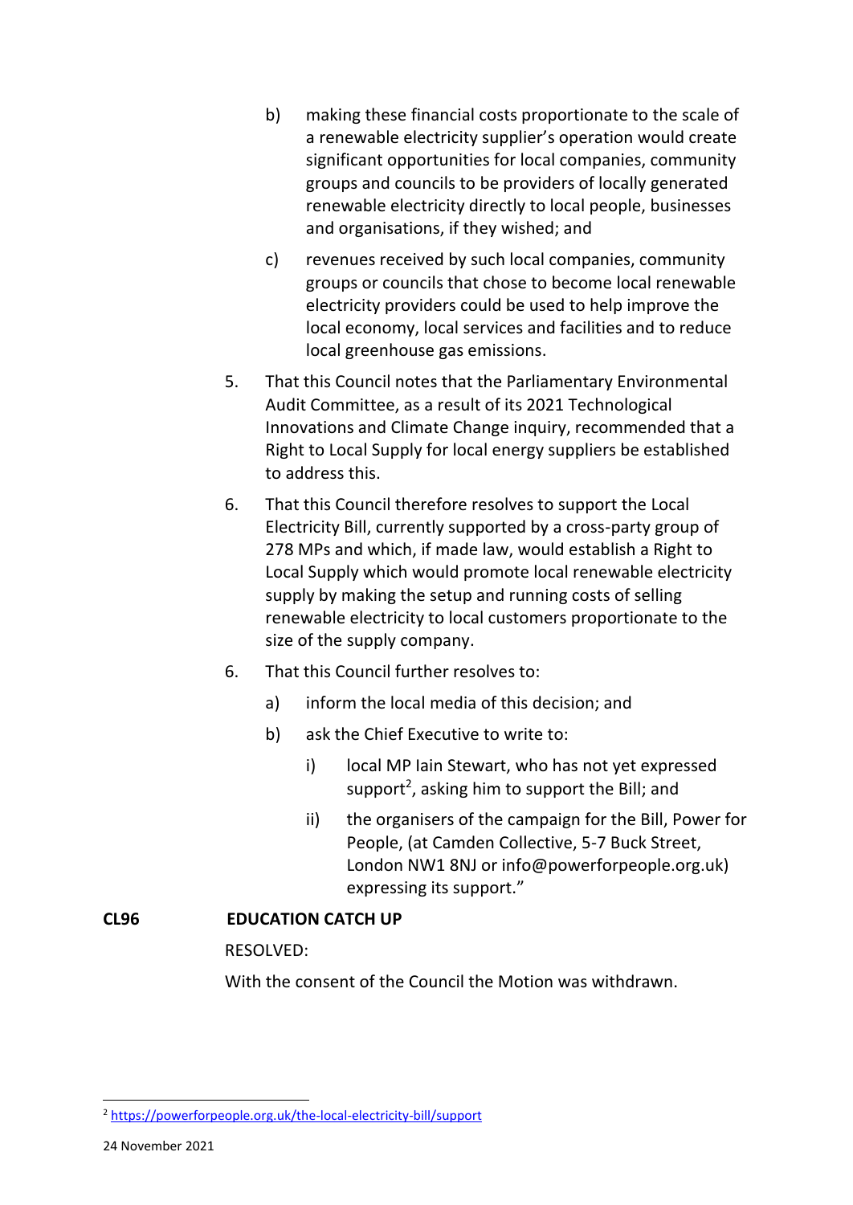b) making these financial costs proportionate to the scale of a renewable electricity supplier's operation would create significant opportunities for local companies, community groups and councils to be providers of locally generated renewable electricity directly to local people, businesses and organisations, if they wished; and

c) revenues received by such local companies, community groups or councils that chose to become local renewable electricity providers could be used to help improve the local economy, local services and facilities and to reduce local greenhouse gas emissions.

5. That this Council notes that the Parliamentary Environmental Audit Committee, as a result of its 2021 Technological Innovations and Climate Change inquiry, recommended that a Right to Local Supply for local energy suppliers be established to address this.

6. That this Council therefore resolves to support the Local Electricity Bill, currently supported by a cross-party group of 278 MPs and which, if made law, would establish a Right to Local Supply which would promote local renewable electricity supply by making the setup and running costs of selling renewable electricity to local customers proportionate to the size of the supply company.

6. That this Council further resolves to:

   a) inform the local media of this decision; and

   b) ask the Chief Executive to write to:

      i) local MP Iain Stewart, who has not yet expressed support[2], asking him to support the Bill; and

      ii) the organisers of the campaign for the Bill, Power for People, (at Camden Collective, 5-7 Buck Street, London NW1 8NJ or info@powerforpeople.org.uk) expressing its support."

**CL96 EDUCATION CATCH UP**

RESOLVED:

With the consent of the Council the Motion was withdrawn.

[2] https://powerforpeople.org.uk/the-local-electricity-bill/support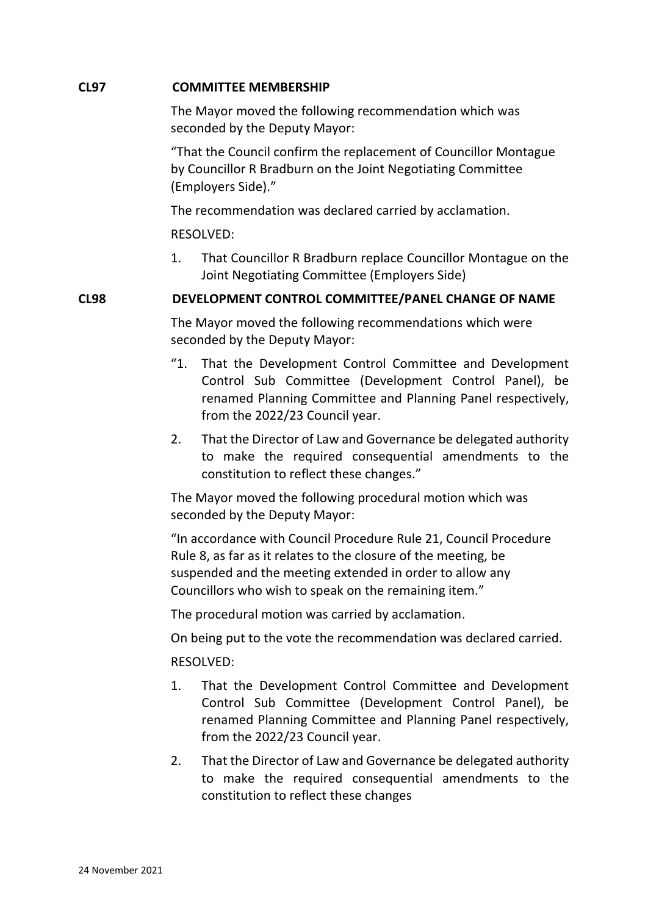**CL97 COMMITTEE MEMBERSHIP**

The Mayor moved the following recommendation which was seconded by the Deputy Mayor:

"That the Council confirm the replacement of Councillor Montague by Councillor R Bradburn on the Joint Negotiating Committee (Employers Side)."

The recommendation was declared carried by acclamation.

RESOLVED:

1. That Councillor R Bradburn replace Councillor Montague on the Joint Negotiating Committee (Employers Side)

**CL98 DEVELOPMENT CONTROL COMMITTEE/PANEL CHANGE OF NAME**

The Mayor moved the following recommendations which were seconded by the Deputy Mayor:

"1. That the Development Control Committee and Development Control Sub Committee (Development Control Panel), be renamed Planning Committee and Planning Panel respectively, from the 2022/23 Council year.

2. That the Director of Law and Governance be delegated authority to make the required consequential amendments to the constitution to reflect these changes."

The Mayor moved the following procedural motion which was seconded by the Deputy Mayor:

"In accordance with Council Procedure Rule 21, Council Procedure Rule 8, as far as it relates to the closure of the meeting, be suspended and the meeting extended in order to allow any Councillors who wish to speak on the remaining item."

The procedural motion was carried by acclamation.

On being put to the vote the recommendation was declared carried.

RESOLVED:

1. That the Development Control Committee and Development Control Sub Committee (Development Control Panel), be renamed Planning Committee and Planning Panel respectively, from the 2022/23 Council year.
2. That the Director of Law and Governance be delegated authority to make the required consequential amendments to the constitution to reflect these changes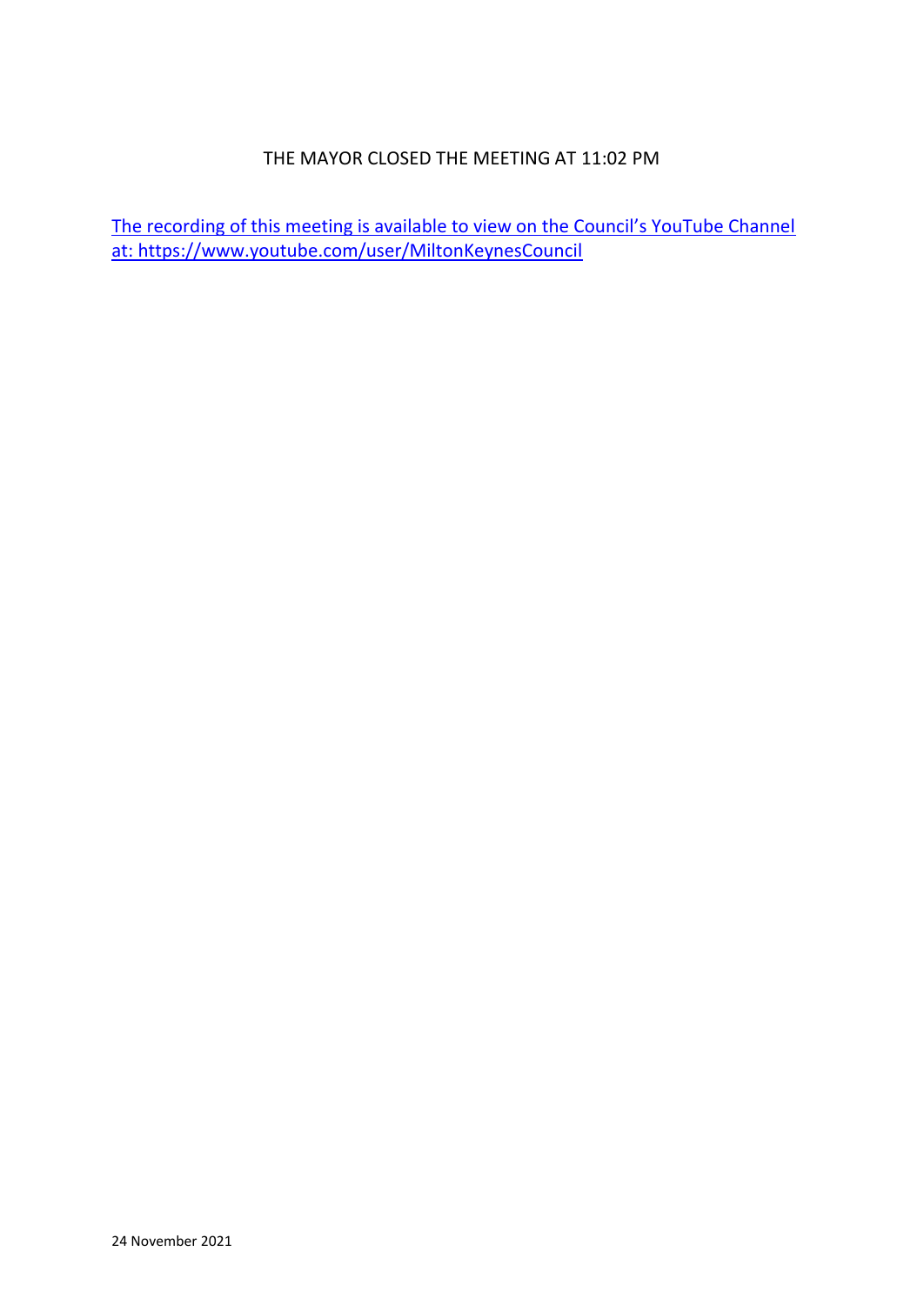THE MAYOR CLOSED THE MEETING AT 11:02 PM

[The recording of this meeting is available to view on the Council's YouTube Channel at: https://www.youtube.com/user/MiltonKeynesCouncil](https://www.youtube.com/user/MiltonKeynesCouncil)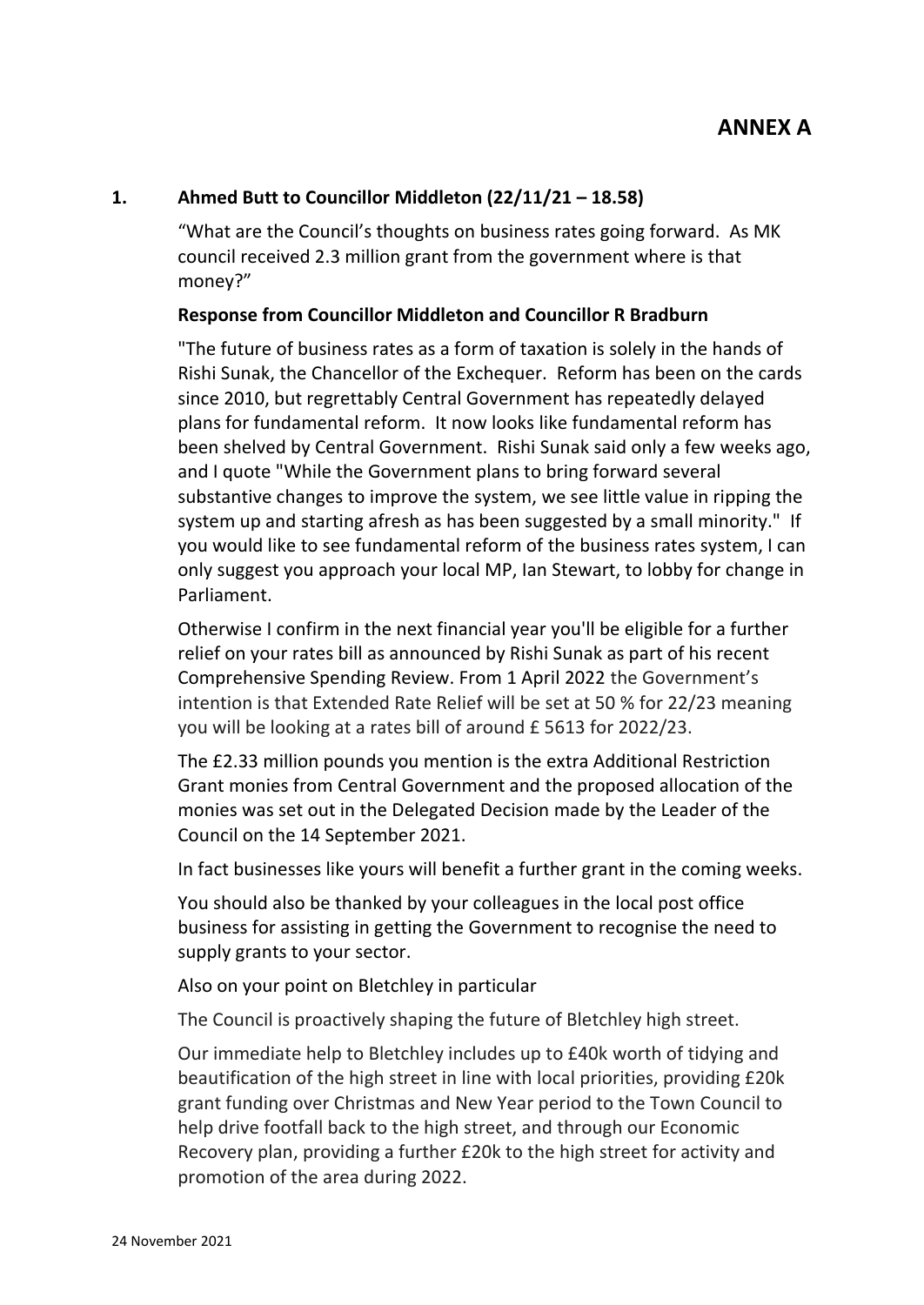# ANNEX A

## 1. Ahmed Butt to Councillor Middleton (22/11/21 – 18.58)

"What are the Council's thoughts on business rates going forward. As MK council received 2.3 million grant from the government where is that money?"

**Response from Councillor Middleton and Councillor R Bradburn**

"The future of business rates as a form of taxation is solely in the hands of Rishi Sunak, the Chancellor of the Exchequer. Reform has been on the cards since 2010, but regrettably Central Government has repeatedly delayed plans for fundamental reform. It now looks like fundamental reform has been shelved by Central Government. Rishi Sunak said only a few weeks ago, and I quote "While the Government plans to bring forward several substantive changes to improve the system, we see little value in ripping the system up and starting afresh as has been suggested by a small minority." If you would like to see fundamental reform of the business rates system, I can only suggest you approach your local MP, Ian Stewart, to lobby for change in Parliament.

Otherwise I confirm in the next financial year you'll be eligible for a further relief on your rates bill as announced by Rishi Sunak as part of his recent Comprehensive Spending Review. From 1 April 2022 the Government's intention is that Extended Rate Relief will be set at 50 % for 22/23 meaning you will be looking at a rates bill of around £ 5613 for 2022/23.

The £2.33 million pounds you mention is the extra Additional Restriction Grant monies from Central Government and the proposed allocation of the monies was set out in the Delegated Decision made by the Leader of the Council on the 14 September 2021.

In fact businesses like yours will benefit a further grant in the coming weeks.

You should also be thanked by your colleagues in the local post office business for assisting in getting the Government to recognise the need to supply grants to your sector.

Also on your point on Bletchley in particular

The Council is proactively shaping the future of Bletchley high street.

Our immediate help to Bletchley includes up to £40k worth of tidying and beautification of the high street in line with local priorities, providing £20k grant funding over Christmas and New Year period to the Town Council to help drive footfall back to the high street, and through our Economic Recovery plan, providing a further £20k to the high street for activity and promotion of the area during 2022.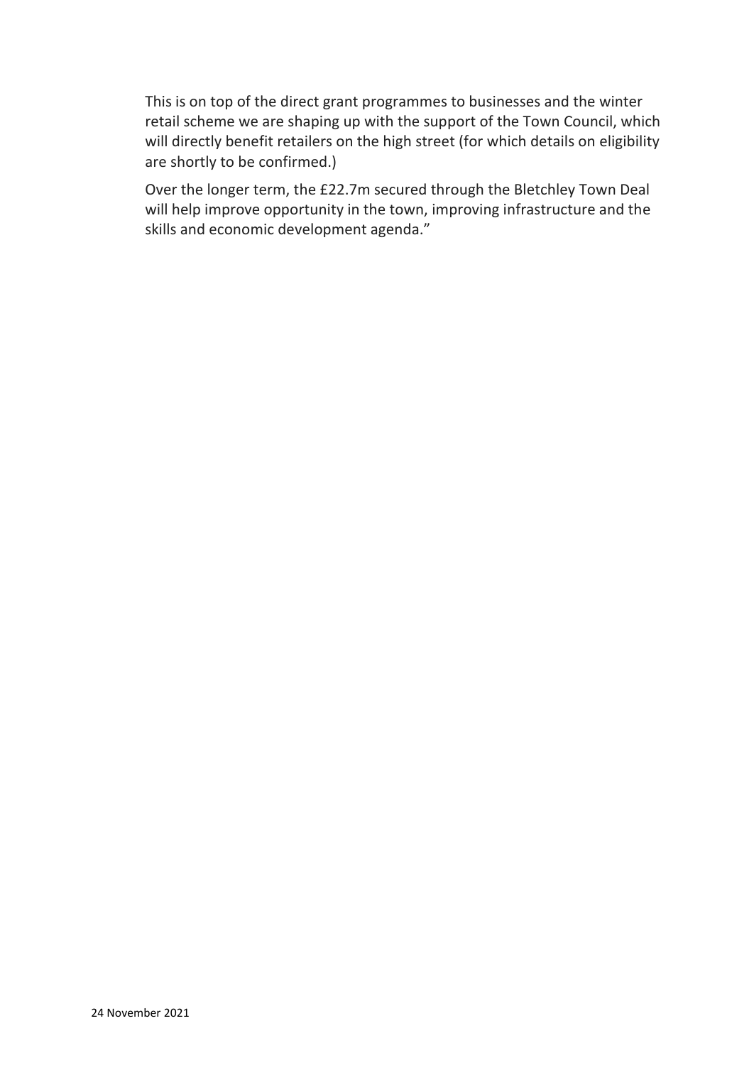This is on top of the direct grant programmes to businesses and the winter retail scheme we are shaping up with the support of the Town Council, which will directly benefit retailers on the high street (for which details on eligibility are shortly to be confirmed.)

Over the longer term, the £22.7m secured through the Bletchley Town Deal will help improve opportunity in the town, improving infrastructure and the skills and economic development agenda."

24 November 2021